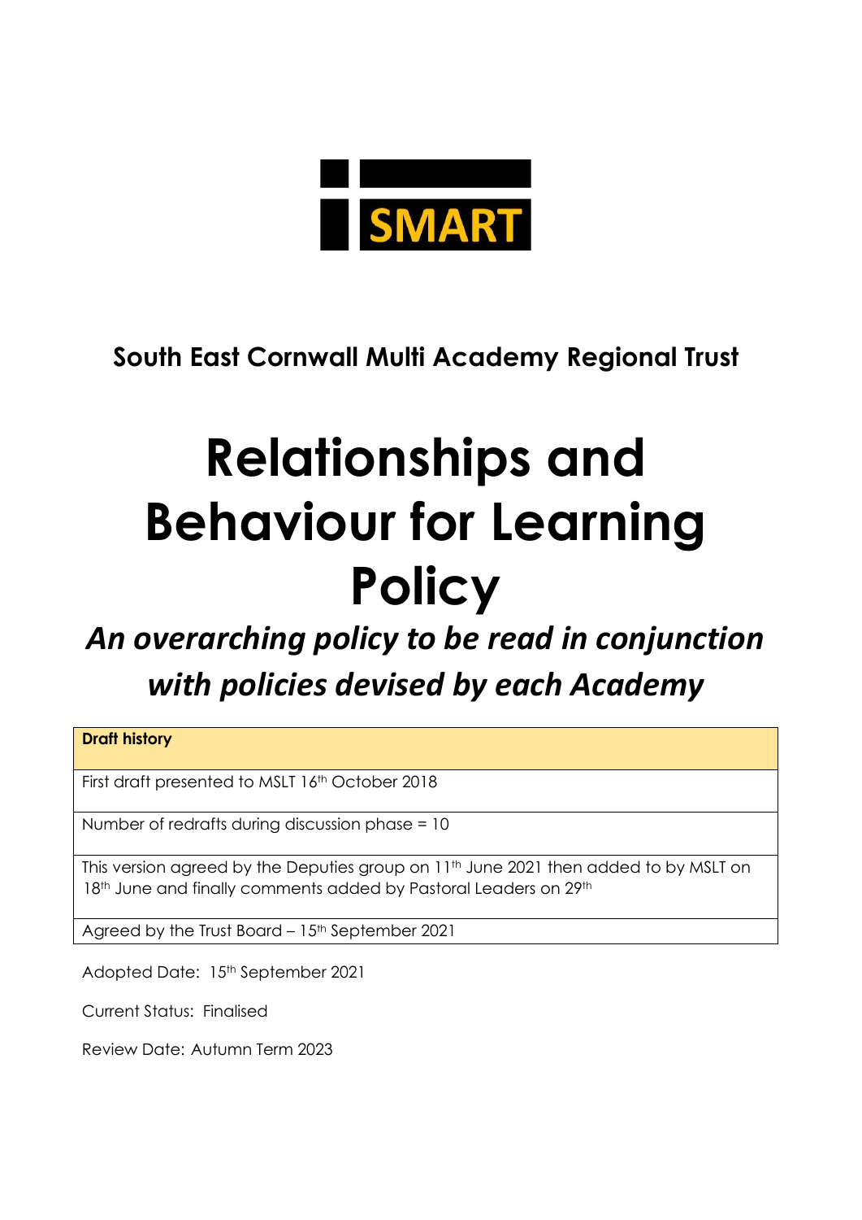SMART

**South East Cornwall Multi Academy Regional Trust**

# Relationships and Behaviour for Learning Policy

## *An overarching policy to be read in conjunction with policies devised by each Academy*

| Draft history |
| --- |
| First draft presented to MSLT 16th October 2018 |
| Number of redrafts during discussion phase = 10 |
| This version agreed by the Deputies group on 11th June 2021 then added to by MSLT on 18th June and finally comments added by Pastoral Leaders on 29th |
| Agreed by the Trust Board – 15th September 2021 |

Adopted Date: 15th September 2021

Current Status: Finalised

Review Date: Autumn Term 2023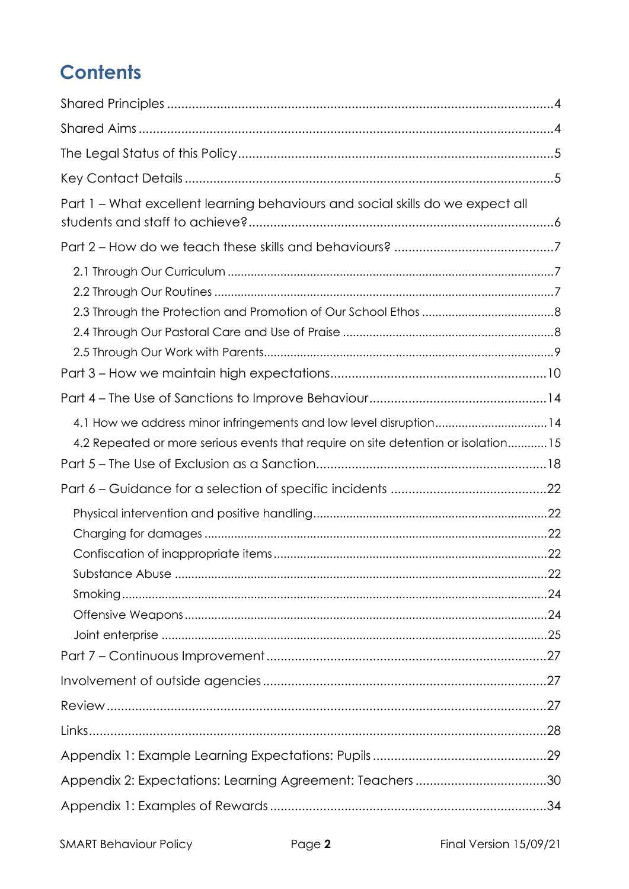# Contents

Shared Principles ....4

Shared Aims ....4

The Legal Status of this Policy ....5

Key Contact Details ....5

Part 1 – What excellent learning behaviours and social skills do we expect all students and staff to achieve? ....6

Part 2 – How do we teach these skills and behaviours? ....7

- 2.1 Through Our Curriculum ....7
- 2.2 Through Our Routines ....7
- 2.3 Through the Protection and Promotion of Our School Ethos ....8
- 2.4 Through Our Pastoral Care and Use of Praise ....8
- 2.5 Through Our Work with Parents ....9

Part 3 – How we maintain high expectations ....10

Part 4 – The Use of Sanctions to Improve Behaviour ....14

- 4.1 How we address minor infringements and low level disruption ....14
- 4.2 Repeated or more serious events that require on site detention or isolation ....15

Part 5 – The Use of Exclusion as a Sanction ....18

Part 6 – Guidance for a selection of specific incidents ....22

- Physical intervention and positive handling ....22
- Charging for damages ....22
- Confiscation of inappropriate items ....22
- Substance Abuse ....22
- Smoking ....24
- Offensive Weapons ....24
- Joint enterprise ....25

Part 7 – Continuous Improvement ....27

Involvement of outside agencies ....27

Review ....27

Links ....28

Appendix 1: Example Learning Expectations: Pupils ....29

Appendix 2: Expectations: Learning Agreement: Teachers ....30

Appendix 1: Examples of Rewards ....34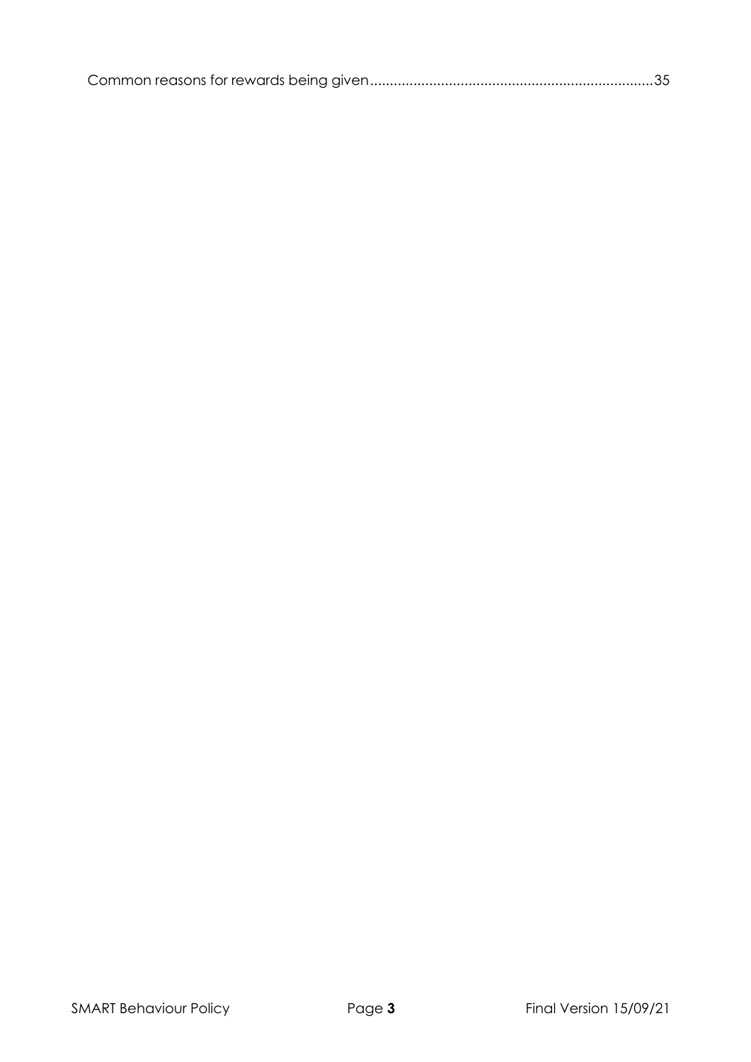Common reasons for rewards being given........................................................................35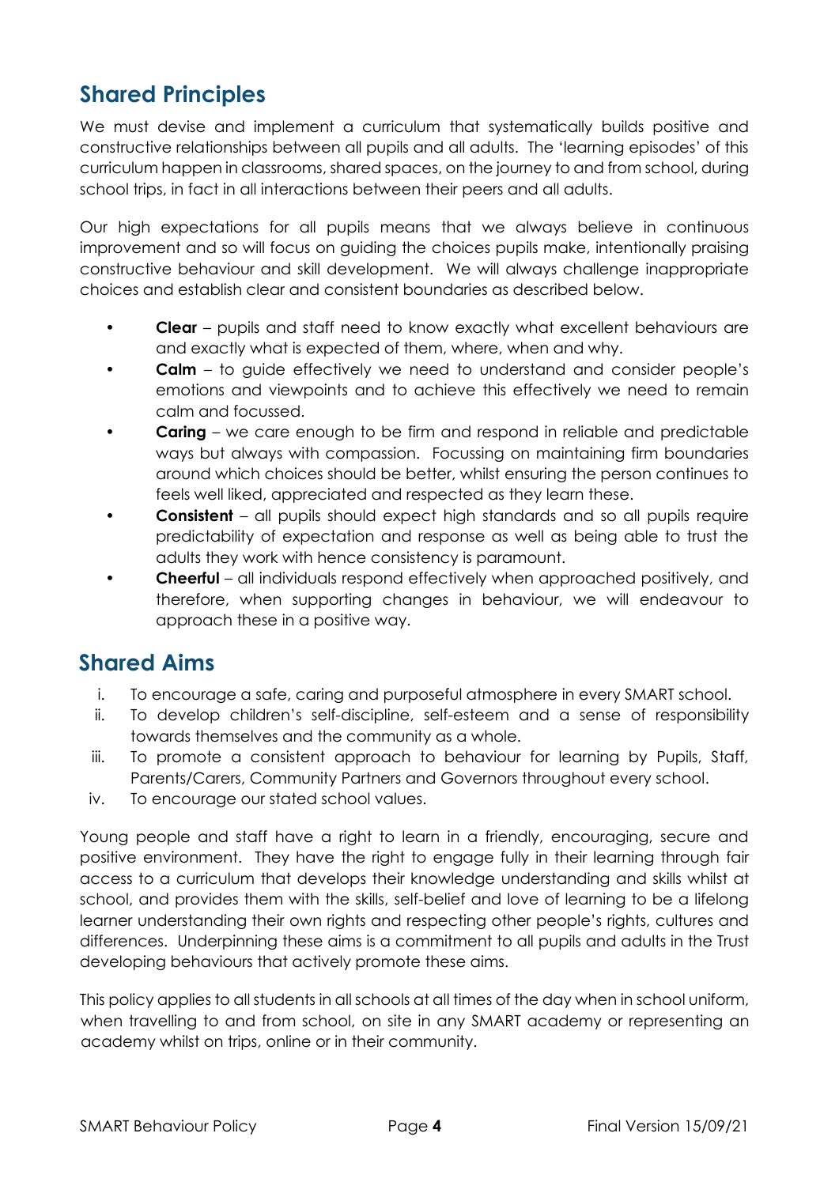## Shared Principles

We must devise and implement a curriculum that systematically builds positive and constructive relationships between all pupils and all adults. The 'learning episodes' of this curriculum happen in classrooms, shared spaces, on the journey to and from school, during school trips, in fact in all interactions between their peers and all adults.

Our high expectations for all pupils means that we always believe in continuous improvement and so will focus on guiding the choices pupils make, intentionally praising constructive behaviour and skill development. We will always challenge inappropriate choices and establish clear and consistent boundaries as described below.

- **Clear** – pupils and staff need to know exactly what excellent behaviours are and exactly what is expected of them, where, when and why.
- **Calm** – to guide effectively we need to understand and consider people's emotions and viewpoints and to achieve this effectively we need to remain calm and focussed.
- **Caring** – we care enough to be firm and respond in reliable and predictable ways but always with compassion. Focussing on maintaining firm boundaries around which choices should be better, whilst ensuring the person continues to feels well liked, appreciated and respected as they learn these.
- **Consistent** – all pupils should expect high standards and so all pupils require predictability of expectation and response as well as being able to trust the adults they work with hence consistency is paramount.
- **Cheerful** – all individuals respond effectively when approached positively, and therefore, when supporting changes in behaviour, we will endeavour to approach these in a positive way.

## Shared Aims

i. To encourage a safe, caring and purposeful atmosphere in every SMART school.
ii. To develop children's self-discipline, self-esteem and a sense of responsibility towards themselves and the community as a whole.
iii. To promote a consistent approach to behaviour for learning by Pupils, Staff, Parents/Carers, Community Partners and Governors throughout every school.
iv. To encourage our stated school values.

Young people and staff have a right to learn in a friendly, encouraging, secure and positive environment. They have the right to engage fully in their learning through fair access to a curriculum that develops their knowledge understanding and skills whilst at school, and provides them with the skills, self-belief and love of learning to be a lifelong learner understanding their own rights and respecting other people's rights, cultures and differences. Underpinning these aims is a commitment to all pupils and adults in the Trust developing behaviours that actively promote these aims.

This policy applies to all students in all schools at all times of the day when in school uniform, when travelling to and from school, on site in any SMART academy or representing an academy whilst on trips, online or in their community.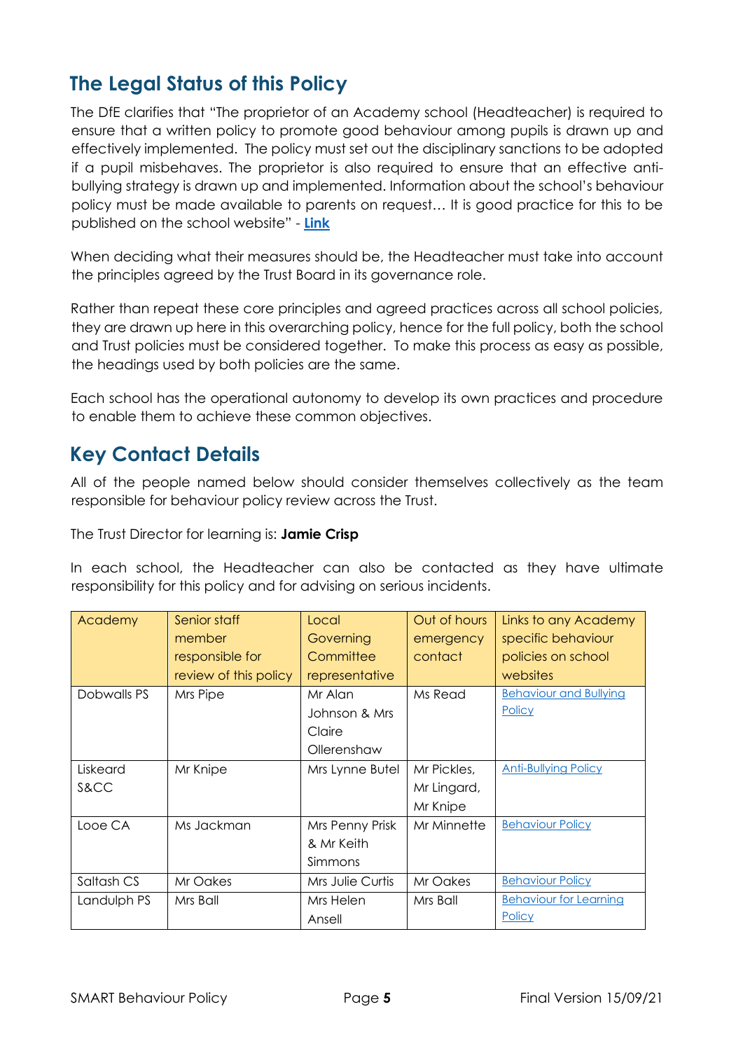## The Legal Status of this Policy

The DfE clarifies that "The proprietor of an Academy school (Headteacher) is required to ensure that a written policy to promote good behaviour among pupils is drawn up and effectively implemented. The policy must set out the disciplinary sanctions to be adopted if a pupil misbehaves. The proprietor is also required to ensure that an effective anti-bullying strategy is drawn up and implemented. Information about the school's behaviour policy must be made available to parents on request… It is good practice for this to be published on the school website" - **Link**

When deciding what their measures should be, the Headteacher must take into account the principles agreed by the Trust Board in its governance role.

Rather than repeat these core principles and agreed practices across all school policies, they are drawn up here in this overarching policy, hence for the full policy, both the school and Trust policies must be considered together. To make this process as easy as possible, the headings used by both policies are the same.

Each school has the operational autonomy to develop its own practices and procedure to enable them to achieve these common objectives.

## Key Contact Details

All of the people named below should consider themselves collectively as the team responsible for behaviour policy review across the Trust.

The Trust Director for learning is: **Jamie Crisp**

In each school, the Headteacher can also be contacted as they have ultimate responsibility for this policy and for advising on serious incidents.

| Academy | Senior staff member responsible for review of this policy | Local Governing Committee representative | Out of hours emergency contact | Links to any Academy specific behaviour policies on school websites |
|---|---|---|---|---|
| Dobwalls PS | Mrs Pipe | Mr Alan Johnson & Mrs Claire Ollerenshaw | Ms Read | Behaviour and Bullying Policy |
| Liskeard S&CC | Mr Knipe | Mrs Lynne Butel | Mr Pickles, Mr Lingard, Mr Knipe | Anti-Bullying Policy |
| Looe CA | Ms Jackman | Mrs Penny Prisk & Mr Keith Simmons | Mr Minnette | Behaviour Policy |
| Saltash CS | Mr Oakes | Mrs Julie Curtis | Mr Oakes | Behaviour Policy |
| Landulph PS | Mrs Ball | Mrs Helen Ansell | Mrs Ball | Behaviour for Learning Policy |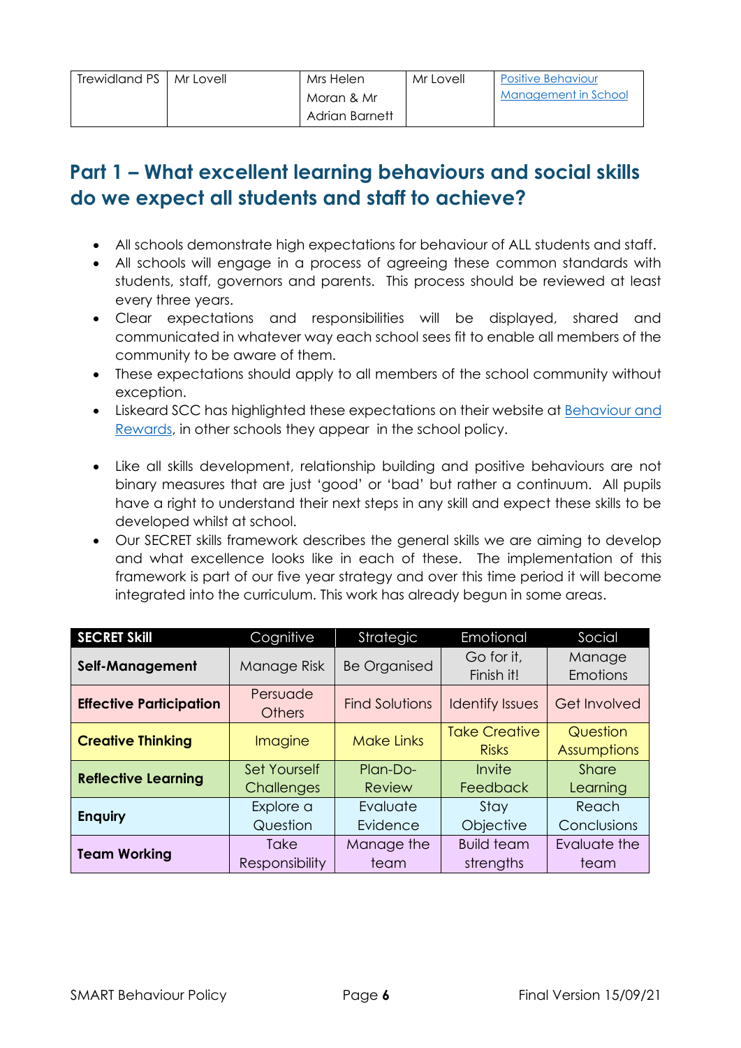| Trewidland PS | Mr Lovell | Mrs Helen Moran & Mr Adrian Barnett | Mr Lovell | Positive Behaviour Management in School |
|---|---|---|---|---|

## Part 1 – What excellent learning behaviours and social skills do we expect all students and staff to achieve?

- All schools demonstrate high expectations for behaviour of ALL students and staff.
- All schools will engage in a process of agreeing these common standards with students, staff, governors and parents. This process should be reviewed at least every three years.
- Clear expectations and responsibilities will be displayed, shared and communicated in whatever way each school sees fit to enable all members of the community to be aware of them.
- These expectations should apply to all members of the school community without exception.
- Liskeard SCC has highlighted these expectations on their website at Behaviour and Rewards, in other schools they appear in the school policy.

- Like all skills development, relationship building and positive behaviours are not binary measures that are just 'good' or 'bad' but rather a continuum. All pupils have a right to understand their next steps in any skill and expect these skills to be developed whilst at school.
- Our SECRET skills framework describes the general skills we are aiming to develop and what excellence looks like in each of these. The implementation of this framework is part of our five year strategy and over this time period it will become integrated into the curriculum. This work has already begun in some areas.

| SECRET Skill | Cognitive | Strategic | Emotional | Social |
|---|---|---|---|---|
| **Self-Management** | Manage Risk | Be Organised | Go for it, Finish it! | Manage Emotions |
| **Effective Participation** | Persuade Others | Find Solutions | Identify Issues | Get Involved |
| **Creative Thinking** | Imagine | Make Links | Take Creative Risks | Question Assumptions |
| **Reflective Learning** | Set Yourself Challenges | Plan-Do-Review | Invite Feedback | Share Learning |
| **Enquiry** | Explore a Question | Evaluate Evidence | Stay Objective | Reach Conclusions |
| **Team Working** | Take Responsibility | Manage the team | Build team strengths | Evaluate the team |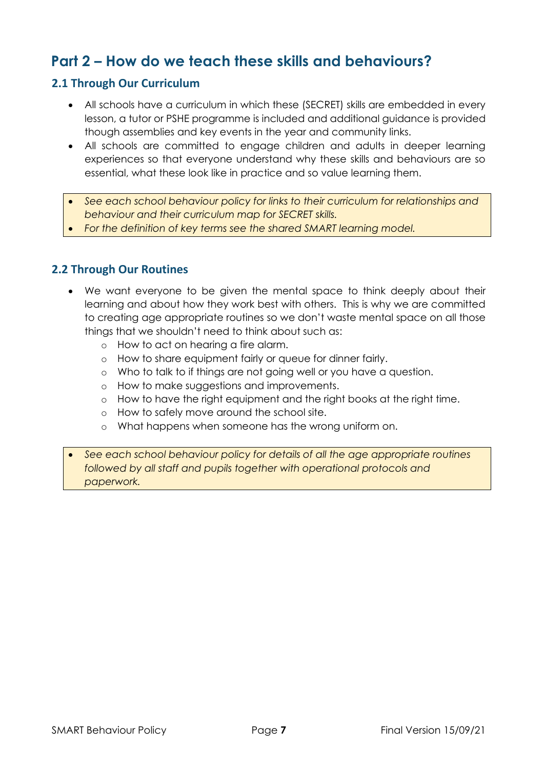# Part 2 – How do we teach these skills and behaviours?

## 2.1 Through Our Curriculum

- All schools have a curriculum in which these (SECRET) skills are embedded in every lesson, a tutor or PSHE programme is included and additional guidance is provided though assemblies and key events in the year and community links.
- All schools are committed to engage children and adults in deeper learning experiences so that everyone understand why these skills and behaviours are so essential, what these look like in practice and so value learning them.

- *See each school behaviour policy for links to their curriculum for relationships and behaviour and their curriculum map for SECRET skills.*
- *For the definition of key terms see the shared SMART learning model.*

## 2.2 Through Our Routines

- We want everyone to be given the mental space to think deeply about their learning and about how they work best with others. This is why we are committed to creating age appropriate routines so we don't waste mental space on all those things that we shouldn't need to think about such as:
  - How to act on hearing a fire alarm.
  - How to share equipment fairly or queue for dinner fairly.
  - Who to talk to if things are not going well or you have a question.
  - How to make suggestions and improvements.
  - How to have the right equipment and the right books at the right time.
  - How to safely move around the school site.
  - What happens when someone has the wrong uniform on.

- *See each school behaviour policy for details of all the age appropriate routines followed by all staff and pupils together with operational protocols and paperwork.*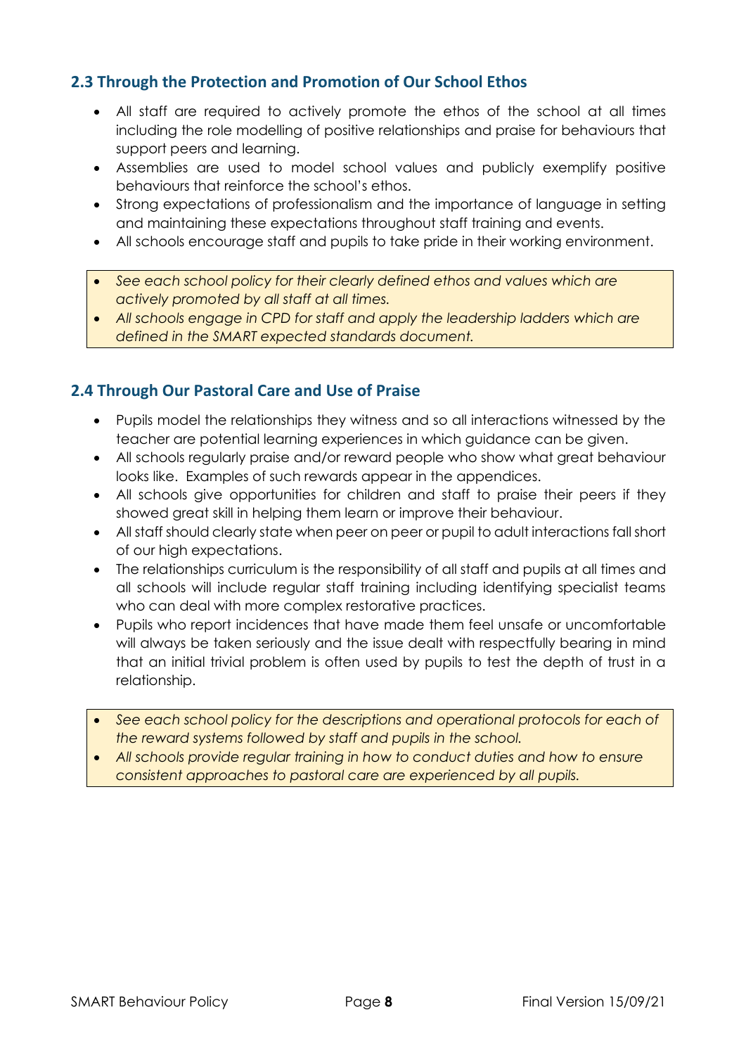## 2.3 Through the Protection and Promotion of Our School Ethos

- All staff are required to actively promote the ethos of the school at all times including the role modelling of positive relationships and praise for behaviours that support peers and learning.
- Assemblies are used to model school values and publicly exemplify positive behaviours that reinforce the school's ethos.
- Strong expectations of professionalism and the importance of language in setting and maintaining these expectations throughout staff training and events.
- All schools encourage staff and pupils to take pride in their working environment.

- *See each school policy for their clearly defined ethos and values which are actively promoted by all staff at all times.*
- *All schools engage in CPD for staff and apply the leadership ladders which are defined in the SMART expected standards document.*

## 2.4 Through Our Pastoral Care and Use of Praise

- Pupils model the relationships they witness and so all interactions witnessed by the teacher are potential learning experiences in which guidance can be given.
- All schools regularly praise and/or reward people who show what great behaviour looks like. Examples of such rewards appear in the appendices.
- All schools give opportunities for children and staff to praise their peers if they showed great skill in helping them learn or improve their behaviour.
- All staff should clearly state when peer on peer or pupil to adult interactions fall short of our high expectations.
- The relationships curriculum is the responsibility of all staff and pupils at all times and all schools will include regular staff training including identifying specialist teams who can deal with more complex restorative practices.
- Pupils who report incidences that have made them feel unsafe or uncomfortable will always be taken seriously and the issue dealt with respectfully bearing in mind that an initial trivial problem is often used by pupils to test the depth of trust in a relationship.

- *See each school policy for the descriptions and operational protocols for each of the reward systems followed by staff and pupils in the school.*
- *All schools provide regular training in how to conduct duties and how to ensure consistent approaches to pastoral care are experienced by all pupils.*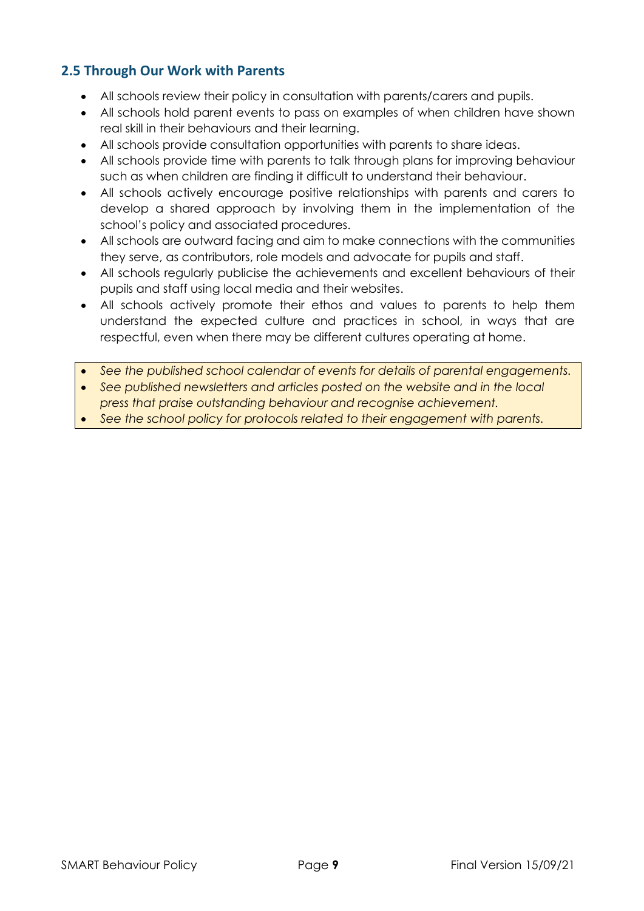## 2.5 Through Our Work with Parents

- All schools review their policy in consultation with parents/carers and pupils.
- All schools hold parent events to pass on examples of when children have shown real skill in their behaviours and their learning.
- All schools provide consultation opportunities with parents to share ideas.
- All schools provide time with parents to talk through plans for improving behaviour such as when children are finding it difficult to understand their behaviour.
- All schools actively encourage positive relationships with parents and carers to develop a shared approach by involving them in the implementation of the school's policy and associated procedures.
- All schools are outward facing and aim to make connections with the communities they serve, as contributors, role models and advocate for pupils and staff.
- All schools regularly publicise the achievements and excellent behaviours of their pupils and staff using local media and their websites.
- All schools actively promote their ethos and values to parents to help them understand the expected culture and practices in school, in ways that are respectful, even when there may be different cultures operating at home.

- *See the published school calendar of events for details of parental engagements.*
- *See published newsletters and articles posted on the website and in the local press that praise outstanding behaviour and recognise achievement.*
- *See the school policy for protocols related to their engagement with parents.*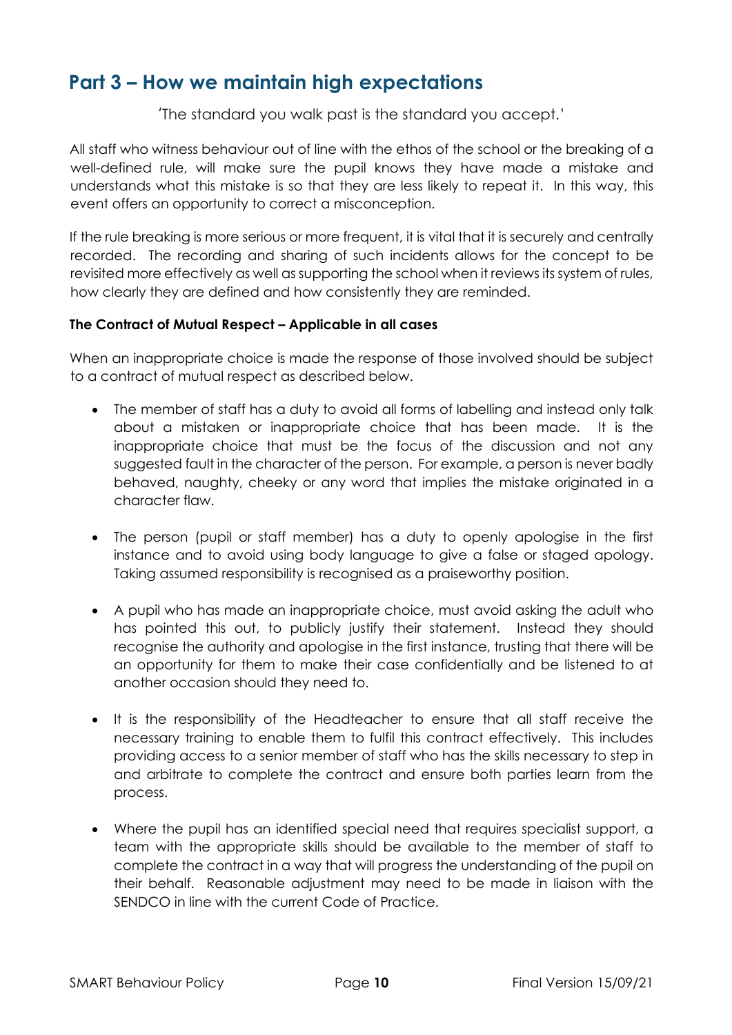## Part 3 – How we maintain high expectations

'The standard you walk past is the standard you accept.'

All staff who witness behaviour out of line with the ethos of the school or the breaking of a well-defined rule, will make sure the pupil knows they have made a mistake and understands what this mistake is so that they are less likely to repeat it. In this way, this event offers an opportunity to correct a misconception.

If the rule breaking is more serious or more frequent, it is vital that it is securely and centrally recorded. The recording and sharing of such incidents allows for the concept to be revisited more effectively as well as supporting the school when it reviews its system of rules, how clearly they are defined and how consistently they are reminded.

**The Contract of Mutual Respect – Applicable in all cases**

When an inappropriate choice is made the response of those involved should be subject to a contract of mutual respect as described below.

- The member of staff has a duty to avoid all forms of labelling and instead only talk about a mistaken or inappropriate choice that has been made. It is the inappropriate choice that must be the focus of the discussion and not any suggested fault in the character of the person. For example, a person is never badly behaved, naughty, cheeky or any word that implies the mistake originated in a character flaw.

- The person (pupil or staff member) has a duty to openly apologise in the first instance and to avoid using body language to give a false or staged apology. Taking assumed responsibility is recognised as a praiseworthy position.

- A pupil who has made an inappropriate choice, must avoid asking the adult who has pointed this out, to publicly justify their statement. Instead they should recognise the authority and apologise in the first instance, trusting that there will be an opportunity for them to make their case confidentially and be listened to at another occasion should they need to.

- It is the responsibility of the Headteacher to ensure that all staff receive the necessary training to enable them to fulfil this contract effectively. This includes providing access to a senior member of staff who has the skills necessary to step in and arbitrate to complete the contract and ensure both parties learn from the process.

- Where the pupil has an identified special need that requires specialist support, a team with the appropriate skills should be available to the member of staff to complete the contract in a way that will progress the understanding of the pupil on their behalf. Reasonable adjustment may need to be made in liaison with the SENDCO in line with the current Code of Practice.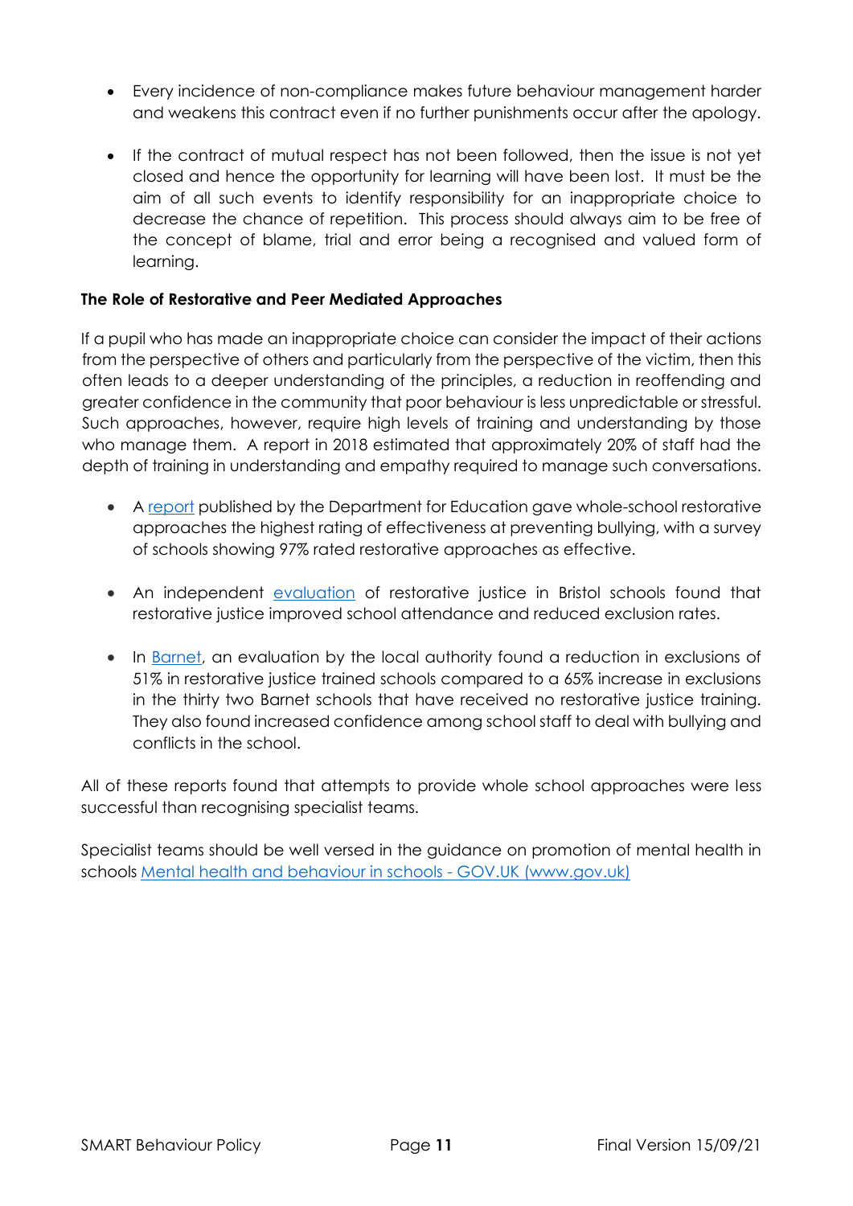- Every incidence of non-compliance makes future behaviour management harder and weakens this contract even if no further punishments occur after the apology.

- If the contract of mutual respect has not been followed, then the issue is not yet closed and hence the opportunity for learning will have been lost. It must be the aim of all such events to identify responsibility for an inappropriate choice to decrease the chance of repetition. This process should always aim to be free of the concept of blame, trial and error being a recognised and valued form of learning.

**The Role of Restorative and Peer Mediated Approaches**

If a pupil who has made an inappropriate choice can consider the impact of their actions from the perspective of others and particularly from the perspective of the victim, then this often leads to a deeper understanding of the principles, a reduction in reoffending and greater confidence in the community that poor behaviour is less unpredictable or stressful. Such approaches, however, require high levels of training and understanding by those who manage them. A report in 2018 estimated that approximately 20% of staff had the depth of training in understanding and empathy required to manage such conversations.

- A report published by the Department for Education gave whole-school restorative approaches the highest rating of effectiveness at preventing bullying, with a survey of schools showing 97% rated restorative approaches as effective.

- An independent evaluation of restorative justice in Bristol schools found that restorative justice improved school attendance and reduced exclusion rates.

- In Barnet, an evaluation by the local authority found a reduction in exclusions of 51% in restorative justice trained schools compared to a 65% increase in exclusions in the thirty two Barnet schools that have received no restorative justice training. They also found increased confidence among school staff to deal with bullying and conflicts in the school.

All of these reports found that attempts to provide whole school approaches were less successful than recognising specialist teams.

Specialist teams should be well versed in the guidance on promotion of mental health in schools Mental health and behaviour in schools - GOV.UK (www.gov.uk)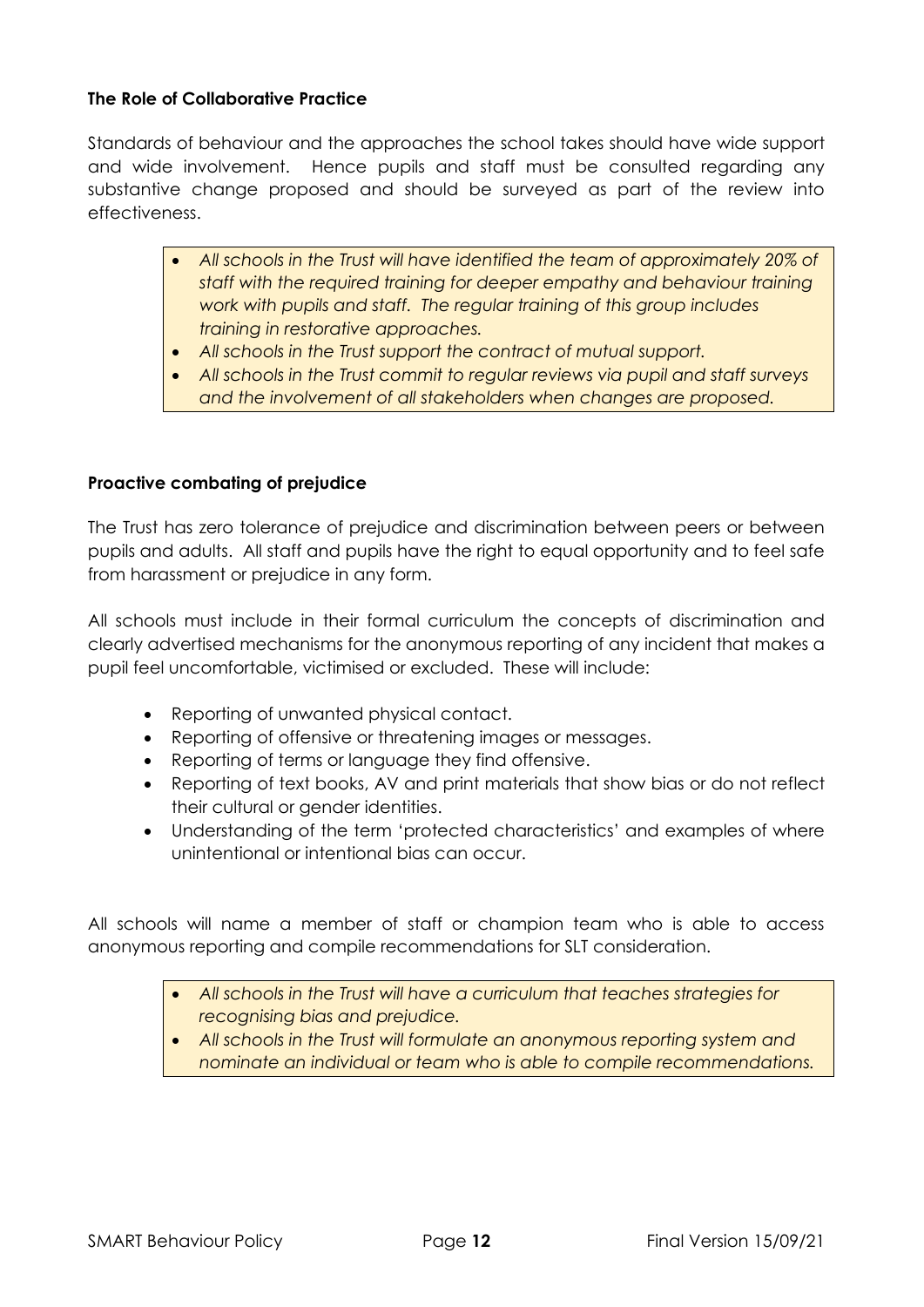**The Role of Collaborative Practice**

Standards of behaviour and the approaches the school takes should have wide support and wide involvement. Hence pupils and staff must be consulted regarding any substantive change proposed and should be surveyed as part of the review into effectiveness.

- *All schools in the Trust will have identified the team of approximately 20% of staff with the required training for deeper empathy and behaviour training work with pupils and staff. The regular training of this group includes training in restorative approaches.*
- *All schools in the Trust support the contract of mutual support.*
- *All schools in the Trust commit to regular reviews via pupil and staff surveys and the involvement of all stakeholders when changes are proposed.*

**Proactive combating of prejudice**

The Trust has zero tolerance of prejudice and discrimination between peers or between pupils and adults. All staff and pupils have the right to equal opportunity and to feel safe from harassment or prejudice in any form.

All schools must include in their formal curriculum the concepts of discrimination and clearly advertised mechanisms for the anonymous reporting of any incident that makes a pupil feel uncomfortable, victimised or excluded. These will include:

- Reporting of unwanted physical contact.
- Reporting of offensive or threatening images or messages.
- Reporting of terms or language they find offensive.
- Reporting of text books, AV and print materials that show bias or do not reflect their cultural or gender identities.
- Understanding of the term 'protected characteristics' and examples of where unintentional or intentional bias can occur.

All schools will name a member of staff or champion team who is able to access anonymous reporting and compile recommendations for SLT consideration.

- *All schools in the Trust will have a curriculum that teaches strategies for recognising bias and prejudice.*
- *All schools in the Trust will formulate an anonymous reporting system and nominate an individual or team who is able to compile recommendations.*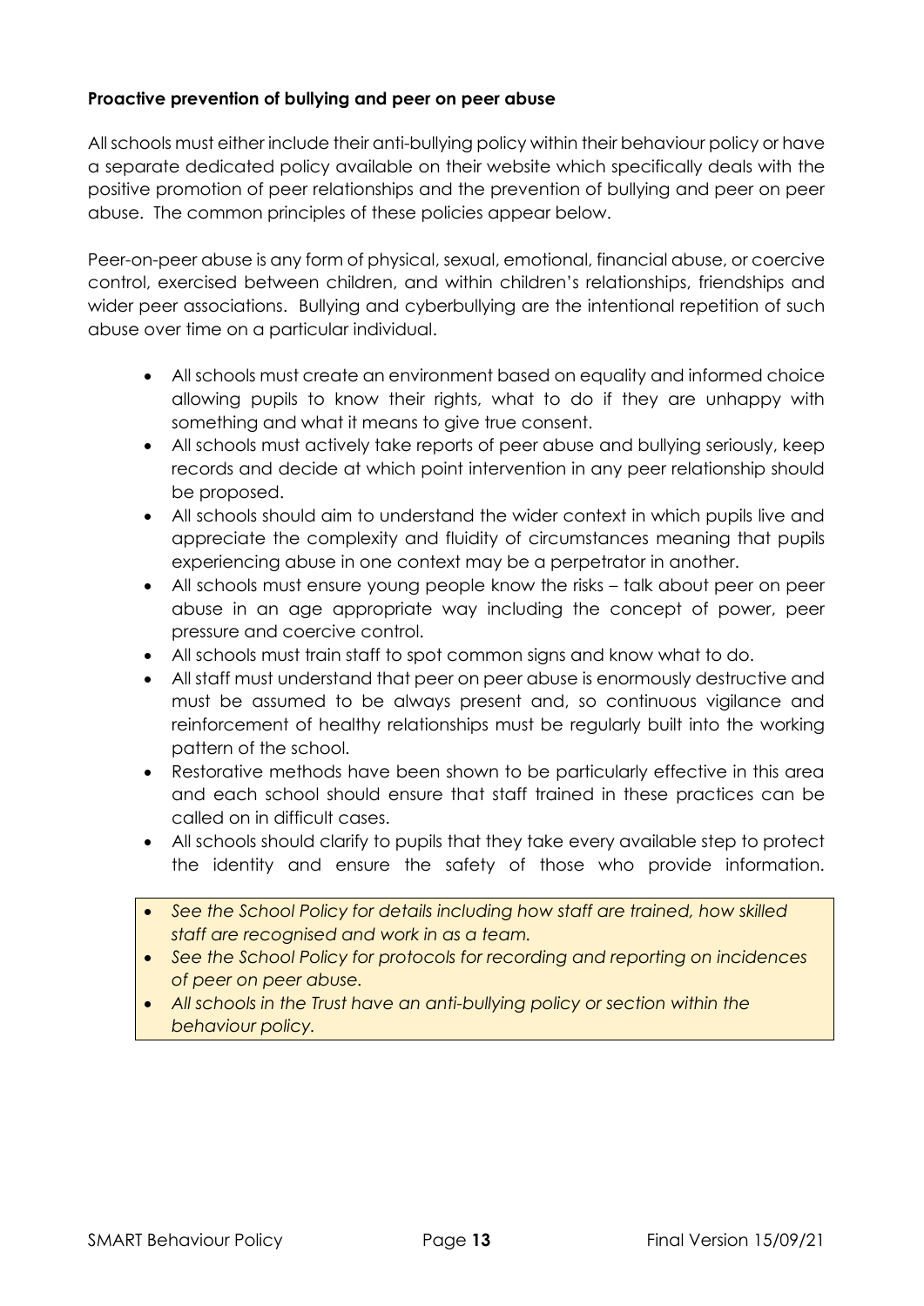**Proactive prevention of bullying and peer on peer abuse**

All schools must either include their anti-bullying policy within their behaviour policy or have a separate dedicated policy available on their website which specifically deals with the positive promotion of peer relationships and the prevention of bullying and peer on peer abuse. The common principles of these policies appear below.

Peer-on-peer abuse is any form of physical, sexual, emotional, financial abuse, or coercive control, exercised between children, and within children's relationships, friendships and wider peer associations. Bullying and cyberbullying are the intentional repetition of such abuse over time on a particular individual.

- All schools must create an environment based on equality and informed choice allowing pupils to know their rights, what to do if they are unhappy with something and what it means to give true consent.
- All schools must actively take reports of peer abuse and bullying seriously, keep records and decide at which point intervention in any peer relationship should be proposed.
- All schools should aim to understand the wider context in which pupils live and appreciate the complexity and fluidity of circumstances meaning that pupils experiencing abuse in one context may be a perpetrator in another.
- All schools must ensure young people know the risks – talk about peer on peer abuse in an age appropriate way including the concept of power, peer pressure and coercive control.
- All schools must train staff to spot common signs and know what to do.
- All staff must understand that peer on peer abuse is enormously destructive and must be assumed to be always present and, so continuous vigilance and reinforcement of healthy relationships must be regularly built into the working pattern of the school.
- Restorative methods have been shown to be particularly effective in this area and each school should ensure that staff trained in these practices can be called on in difficult cases.
- All schools should clarify to pupils that they take every available step to protect the identity and ensure the safety of those who provide information.

- *See the School Policy for details including how staff are trained, how skilled staff are recognised and work in as a team.*
- *See the School Policy for protocols for recording and reporting on incidences of peer on peer abuse.*
- *All schools in the Trust have an anti-bullying policy or section within the behaviour policy.*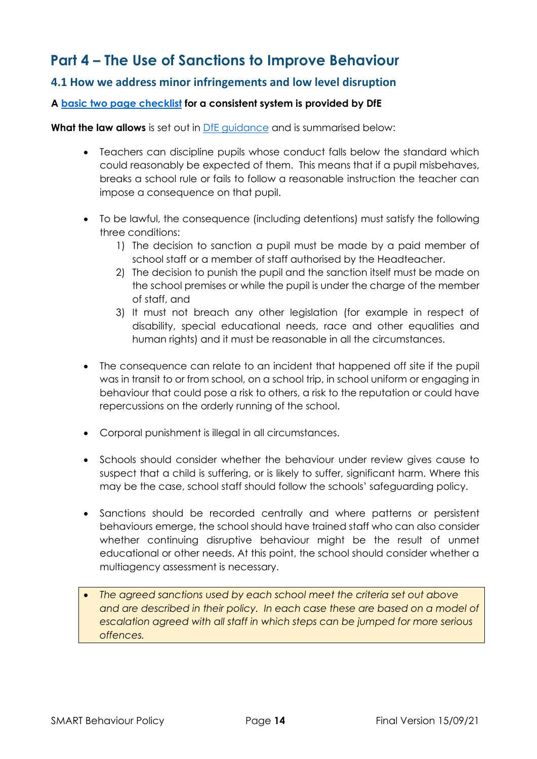# Part 4 – The Use of Sanctions to Improve Behaviour

## 4.1 How we address minor infringements and low level disruption

**A basic two page checklist for a consistent system is provided by DfE**

**What the law allows** is set out in DfE guidance and is summarised below:

- Teachers can discipline pupils whose conduct falls below the standard which could reasonably be expected of them. This means that if a pupil misbehaves, breaks a school rule or fails to follow a reasonable instruction the teacher can impose a consequence on that pupil.

- To be lawful, the consequence (including detentions) must satisfy the following three conditions:
  1) The decision to sanction a pupil must be made by a paid member of school staff or a member of staff authorised by the Headteacher.
  2) The decision to punish the pupil and the sanction itself must be made on the school premises or while the pupil is under the charge of the member of staff, and
  3) It must not breach any other legislation (for example in respect of disability, special educational needs, race and other equalities and human rights) and it must be reasonable in all the circumstances.

- The consequence can relate to an incident that happened off site if the pupil was in transit to or from school, on a school trip, in school uniform or engaging in behaviour that could pose a risk to others, a risk to the reputation or could have repercussions on the orderly running of the school.

- Corporal punishment is illegal in all circumstances.

- Schools should consider whether the behaviour under review gives cause to suspect that a child is suffering, or is likely to suffer, significant harm. Where this may be the case, school staff should follow the schools' safeguarding policy.

- Sanctions should be recorded centrally and where patterns or persistent behaviours emerge, the school should have trained staff who can also consider whether continuing disruptive behaviour might be the result of unmet educational or other needs. At this point, the school should consider whether a multiagency assessment is necessary.

- *The agreed sanctions used by each school meet the criteria set out above and are described in their policy. In each case these are based on a model of escalation agreed with all staff in which steps can be jumped for more serious offences.*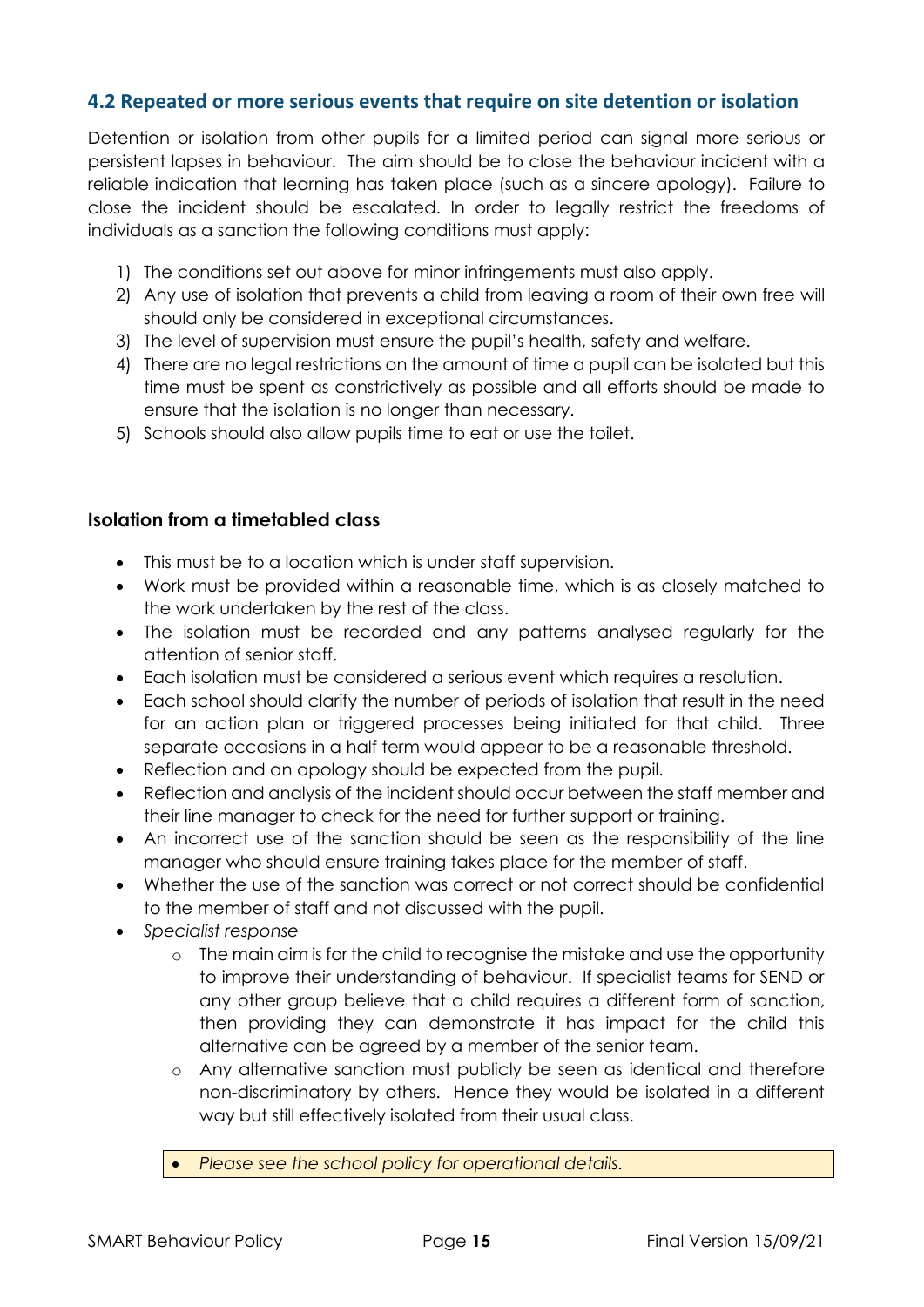## 4.2 Repeated or more serious events that require on site detention or isolation

Detention or isolation from other pupils for a limited period can signal more serious or persistent lapses in behaviour. The aim should be to close the behaviour incident with a reliable indication that learning has taken place (such as a sincere apology). Failure to close the incident should be escalated. In order to legally restrict the freedoms of individuals as a sanction the following conditions must apply:

1) The conditions set out above for minor infringements must also apply.
2) Any use of isolation that prevents a child from leaving a room of their own free will should only be considered in exceptional circumstances.
3) The level of supervision must ensure the pupil's health, safety and welfare.
4) There are no legal restrictions on the amount of time a pupil can be isolated but this time must be spent as constrictively as possible and all efforts should be made to ensure that the isolation is no longer than necessary.
5) Schools should also allow pupils time to eat or use the toilet.

**Isolation from a timetabled class**

- This must be to a location which is under staff supervision.
- Work must be provided within a reasonable time, which is as closely matched to the work undertaken by the rest of the class.
- The isolation must be recorded and any patterns analysed regularly for the attention of senior staff.
- Each isolation must be considered a serious event which requires a resolution.
- Each school should clarify the number of periods of isolation that result in the need for an action plan or triggered processes being initiated for that child. Three separate occasions in a half term would appear to be a reasonable threshold.
- Reflection and an apology should be expected from the pupil.
- Reflection and analysis of the incident should occur between the staff member and their line manager to check for the need for further support or training.
- An incorrect use of the sanction should be seen as the responsibility of the line manager who should ensure training takes place for the member of staff.
- Whether the use of the sanction was correct or not correct should be confidential to the member of staff and not discussed with the pupil.
- *Specialist response*
    - The main aim is for the child to recognise the mistake and use the opportunity to improve their understanding of behaviour. If specialist teams for SEND or any other group believe that a child requires a different form of sanction, then providing they can demonstrate it has impact for the child this alternative can be agreed by a member of the senior team.
    - Any alternative sanction must publicly be seen as identical and therefore non-discriminatory by others. Hence they would be isolated in a different way but still effectively isolated from their usual class.

- *Please see the school policy for operational details.*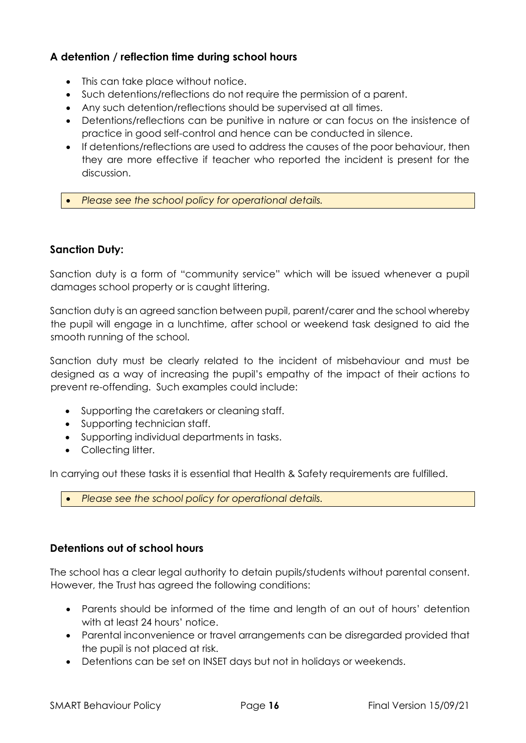### A detention / reflection time during school hours

- This can take place without notice.
- Such detentions/reflections do not require the permission of a parent.
- Any such detention/reflections should be supervised at all times.
- Detentions/reflections can be punitive in nature or can focus on the insistence of practice in good self-control and hence can be conducted in silence.
- If detentions/reflections are used to address the causes of the poor behaviour, then they are more effective if teacher who reported the incident is present for the discussion.

- *Please see the school policy for operational details.*

### Sanction Duty:

Sanction duty is a form of "community service" which will be issued whenever a pupil damages school property or is caught littering.

Sanction duty is an agreed sanction between pupil, parent/carer and the school whereby the pupil will engage in a lunchtime, after school or weekend task designed to aid the smooth running of the school.

Sanction duty must be clearly related to the incident of misbehaviour and must be designed as a way of increasing the pupil's empathy of the impact of their actions to prevent re-offending. Such examples could include:

- Supporting the caretakers or cleaning staff.
- Supporting technician staff.
- Supporting individual departments in tasks.
- Collecting litter.

In carrying out these tasks it is essential that Health & Safety requirements are fulfilled.

- *Please see the school policy for operational details.*

### Detentions out of school hours

The school has a clear legal authority to detain pupils/students without parental consent. However, the Trust has agreed the following conditions:

- Parents should be informed of the time and length of an out of hours' detention with at least 24 hours' notice.
- Parental inconvenience or travel arrangements can be disregarded provided that the pupil is not placed at risk.
- Detentions can be set on INSET days but not in holidays or weekends.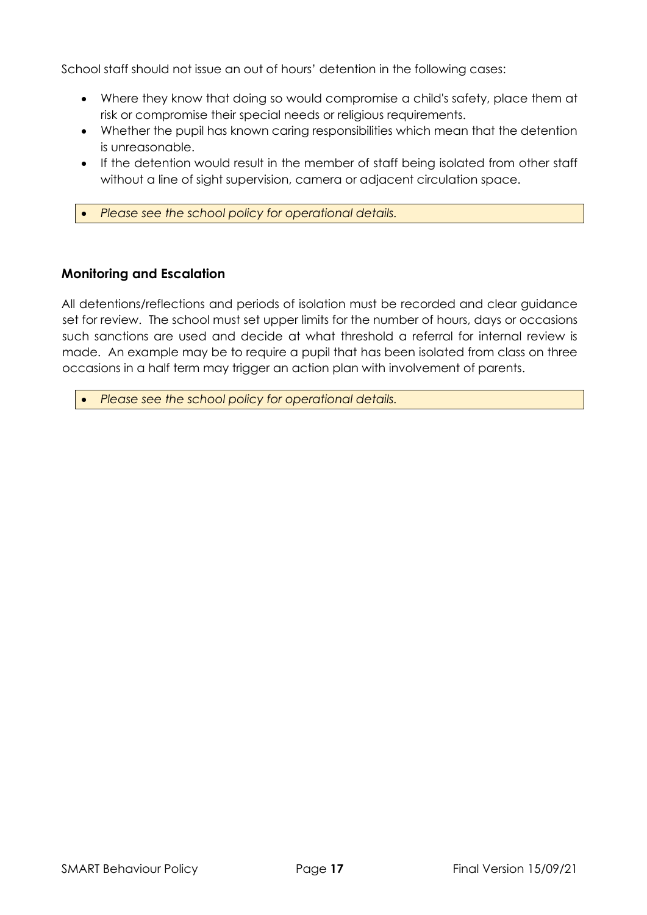School staff should not issue an out of hours' detention in the following cases:

- Where they know that doing so would compromise a child's safety, place them at risk or compromise their special needs or religious requirements.
- Whether the pupil has known caring responsibilities which mean that the detention is unreasonable.
- If the detention would result in the member of staff being isolated from other staff without a line of sight supervision, camera or adjacent circulation space.

- *Please see the school policy for operational details.*

### Monitoring and Escalation

All detentions/reflections and periods of isolation must be recorded and clear guidance set for review. The school must set upper limits for the number of hours, days or occasions such sanctions are used and decide at what threshold a referral for internal review is made. An example may be to require a pupil that has been isolated from class on three occasions in a half term may trigger an action plan with involvement of parents.

- *Please see the school policy for operational details.*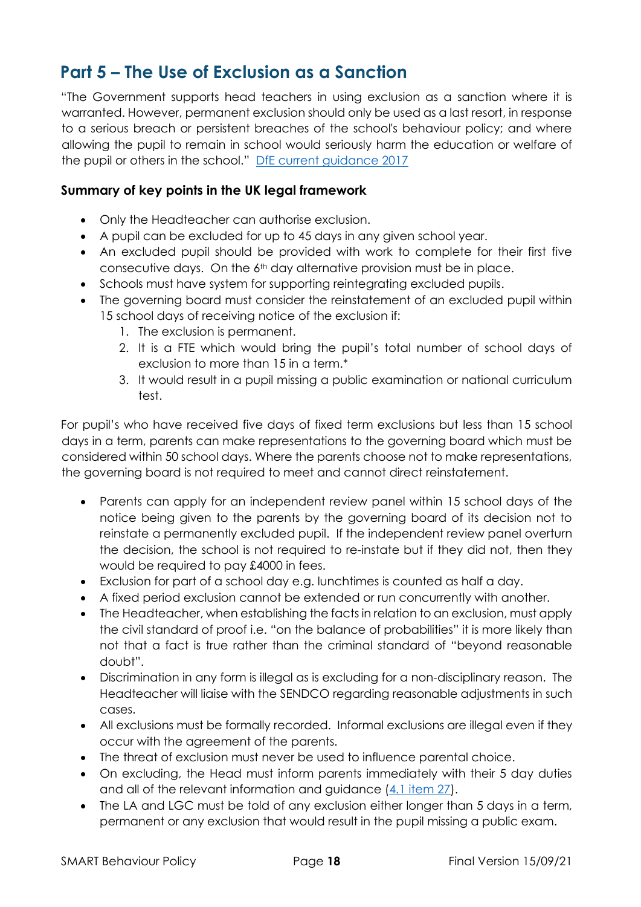## Part 5 – The Use of Exclusion as a Sanction

"The Government supports head teachers in using exclusion as a sanction where it is warranted. However, permanent exclusion should only be used as a last resort, in response to a serious breach or persistent breaches of the school's behaviour policy; and where allowing the pupil to remain in school would seriously harm the education or welfare of the pupil or others in the school." [DfE current guidance 2017]

### Summary of key points in the UK legal framework

- Only the Headteacher can authorise exclusion.
- A pupil can be excluded for up to 45 days in any given school year.
- An excluded pupil should be provided with work to complete for their first five consecutive days. On the 6th day alternative provision must be in place.
- Schools must have system for supporting reintegrating excluded pupils.
- The governing board must consider the reinstatement of an excluded pupil within 15 school days of receiving notice of the exclusion if:
  1. The exclusion is permanent.
  2. It is a FTE which would bring the pupil's total number of school days of exclusion to more than 15 in a term.*
  3. It would result in a pupil missing a public examination or national curriculum test.

For pupil's who have received five days of fixed term exclusions but less than 15 school days in a term, parents can make representations to the governing board which must be considered within 50 school days. Where the parents choose not to make representations, the governing board is not required to meet and cannot direct reinstatement.

- Parents can apply for an independent review panel within 15 school days of the notice being given to the parents by the governing board of its decision not to reinstate a permanently excluded pupil. If the independent review panel overturn the decision, the school is not required to re-instate but if they did not, then they would be required to pay £4000 in fees.
- Exclusion for part of a school day e.g. lunchtimes is counted as half a day.
- A fixed period exclusion cannot be extended or run concurrently with another.
- The Headteacher, when establishing the facts in relation to an exclusion, must apply the civil standard of proof i.e. "on the balance of probabilities" it is more likely than not that a fact is true rather than the criminal standard of "beyond reasonable doubt".
- Discrimination in any form is illegal as is excluding for a non-disciplinary reason. The Headteacher will liaise with the SENDCO regarding reasonable adjustments in such cases.
- All exclusions must be formally recorded. Informal exclusions are illegal even if they occur with the agreement of the parents.
- The threat of exclusion must never be used to influence parental choice.
- On excluding, the Head must inform parents immediately with their 5 day duties and all of the relevant information and guidance ([4.1 item 27]).
- The LA and LGC must be told of any exclusion either longer than 5 days in a term, permanent or any exclusion that would result in the pupil missing a public exam.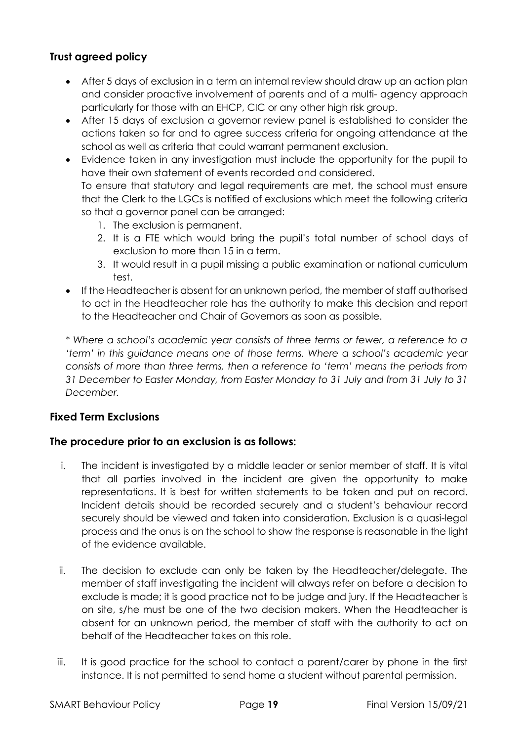### Trust agreed policy

- After 5 days of exclusion in a term an internal review should draw up an action plan and consider proactive involvement of parents and of a multi- agency approach particularly for those with an EHCP, CIC or any other high risk group.
- After 15 days of exclusion a governor review panel is established to consider the actions taken so far and to agree success criteria for ongoing attendance at the school as well as criteria that could warrant permanent exclusion.
- Evidence taken in any investigation must include the opportunity for the pupil to have their own statement of events recorded and considered.
  To ensure that statutory and legal requirements are met, the school must ensure that the Clerk to the LGCs is notified of exclusions which meet the following criteria so that a governor panel can be arranged:
  1. The exclusion is permanent.
  2. It is a FTE which would bring the pupil's total number of school days of exclusion to more than 15 in a term.
  3. It would result in a pupil missing a public examination or national curriculum test.
- If the Headteacher is absent for an unknown period, the member of staff authorised to act in the Headteacher role has the authority to make this decision and report to the Headteacher and Chair of Governors as soon as possible.

*\* Where a school's academic year consists of three terms or fewer, a reference to a 'term' in this guidance means one of those terms. Where a school's academic year consists of more than three terms, then a reference to 'term' means the periods from 31 December to Easter Monday, from Easter Monday to 31 July and from 31 July to 31 December.*

### Fixed Term Exclusions

### The procedure prior to an exclusion is as follows:

i. The incident is investigated by a middle leader or senior member of staff. It is vital that all parties involved in the incident are given the opportunity to make representations. It is best for written statements to be taken and put on record. Incident details should be recorded securely and a student's behaviour record securely should be viewed and taken into consideration. Exclusion is a quasi-legal process and the onus is on the school to show the response is reasonable in the light of the evidence available.

ii. The decision to exclude can only be taken by the Headteacher/delegate. The member of staff investigating the incident will always refer on before a decision to exclude is made; it is good practice not to be judge and jury. If the Headteacher is on site, s/he must be one of the two decision makers. When the Headteacher is absent for an unknown period, the member of staff with the authority to act on behalf of the Headteacher takes on this role.

iii. It is good practice for the school to contact a parent/carer by phone in the first instance. It is not permitted to send home a student without parental permission.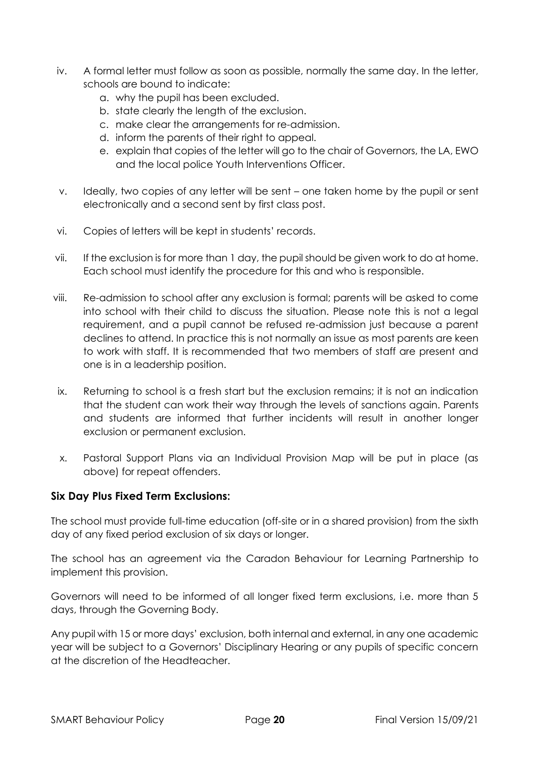iv. A formal letter must follow as soon as possible, normally the same day. In the letter, schools are bound to indicate:
    a. why the pupil has been excluded.
    b. state clearly the length of the exclusion.
    c. make clear the arrangements for re-admission.
    d. inform the parents of their right to appeal.
    e. explain that copies of the letter will go to the chair of Governors, the LA, EWO and the local police Youth Interventions Officer.

v. Ideally, two copies of any letter will be sent – one taken home by the pupil or sent electronically and a second sent by first class post.

vi. Copies of letters will be kept in students' records.

vii. If the exclusion is for more than 1 day, the pupil should be given work to do at home. Each school must identify the procedure for this and who is responsible.

viii. Re-admission to school after any exclusion is formal; parents will be asked to come into school with their child to discuss the situation. Please note this is not a legal requirement, and a pupil cannot be refused re-admission just because a parent declines to attend. In practice this is not normally an issue as most parents are keen to work with staff. It is recommended that two members of staff are present and one is in a leadership position.

ix. Returning to school is a fresh start but the exclusion remains; it is not an indication that the student can work their way through the levels of sanctions again. Parents and students are informed that further incidents will result in another longer exclusion or permanent exclusion.

x. Pastoral Support Plans via an Individual Provision Map will be put in place (as above) for repeat offenders.

**Six Day Plus Fixed Term Exclusions:**

The school must provide full-time education (off-site or in a shared provision) from the sixth day of any fixed period exclusion of six days or longer.

The school has an agreement via the Caradon Behaviour for Learning Partnership to implement this provision.

Governors will need to be informed of all longer fixed term exclusions, i.e. more than 5 days, through the Governing Body.

Any pupil with 15 or more days' exclusion, both internal and external, in any one academic year will be subject to a Governors' Disciplinary Hearing or any pupils of specific concern at the discretion of the Headteacher.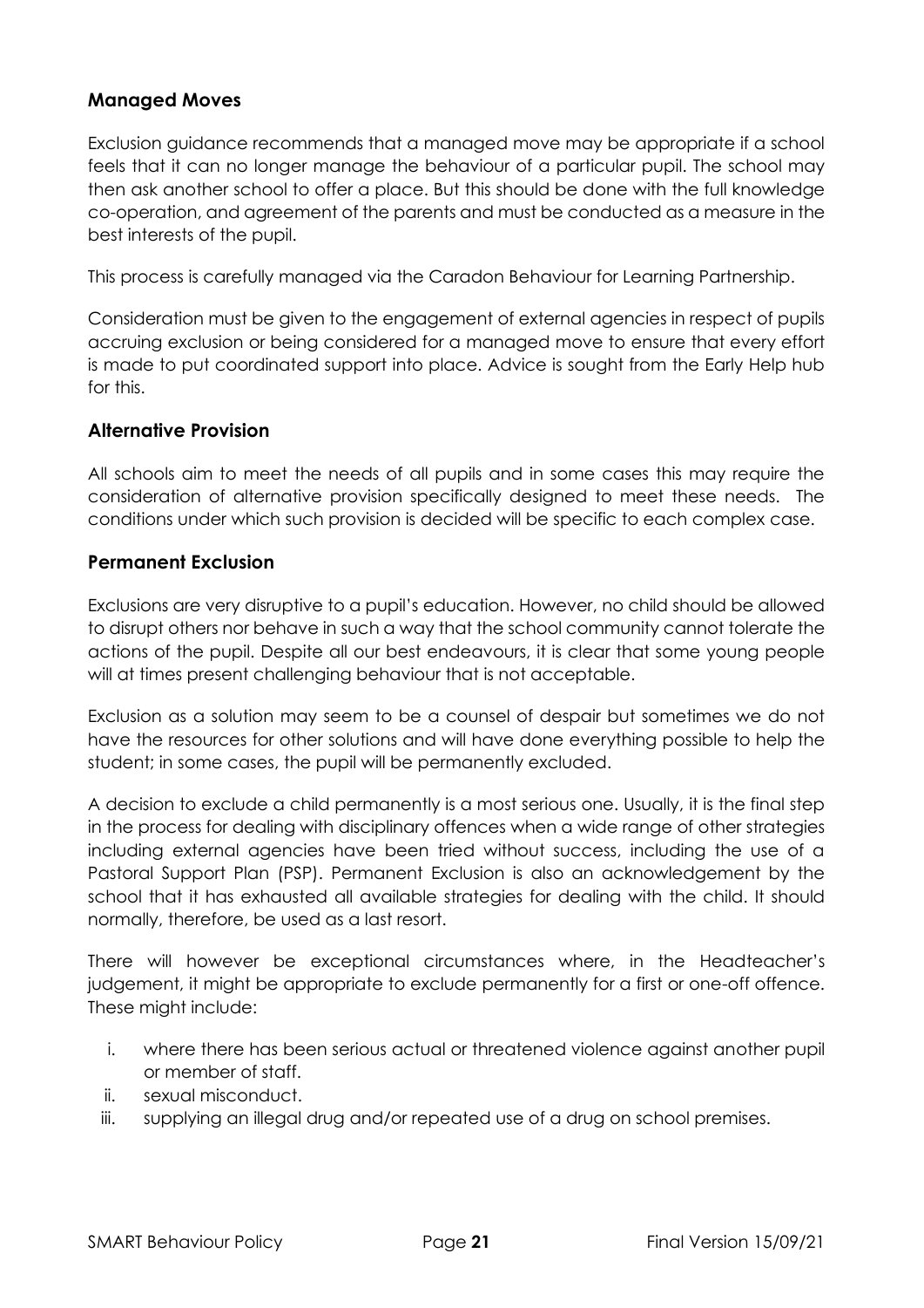### Managed Moves

Exclusion guidance recommends that a managed move may be appropriate if a school feels that it can no longer manage the behaviour of a particular pupil. The school may then ask another school to offer a place. But this should be done with the full knowledge co-operation, and agreement of the parents and must be conducted as a measure in the best interests of the pupil.

This process is carefully managed via the Caradon Behaviour for Learning Partnership.

Consideration must be given to the engagement of external agencies in respect of pupils accruing exclusion or being considered for a managed move to ensure that every effort is made to put coordinated support into place. Advice is sought from the Early Help hub for this.

### Alternative Provision

All schools aim to meet the needs of all pupils and in some cases this may require the consideration of alternative provision specifically designed to meet these needs. The conditions under which such provision is decided will be specific to each complex case.

### Permanent Exclusion

Exclusions are very disruptive to a pupil's education. However, no child should be allowed to disrupt others nor behave in such a way that the school community cannot tolerate the actions of the pupil. Despite all our best endeavours, it is clear that some young people will at times present challenging behaviour that is not acceptable.

Exclusion as a solution may seem to be a counsel of despair but sometimes we do not have the resources for other solutions and will have done everything possible to help the student; in some cases, the pupil will be permanently excluded.

A decision to exclude a child permanently is a most serious one. Usually, it is the final step in the process for dealing with disciplinary offences when a wide range of other strategies including external agencies have been tried without success, including the use of a Pastoral Support Plan (PSP). Permanent Exclusion is also an acknowledgement by the school that it has exhausted all available strategies for dealing with the child. It should normally, therefore, be used as a last resort.

There will however be exceptional circumstances where, in the Headteacher's judgement, it might be appropriate to exclude permanently for a first or one-off offence. These might include:

i. where there has been serious actual or threatened violence against another pupil or member of staff.
ii. sexual misconduct.
iii. supplying an illegal drug and/or repeated use of a drug on school premises.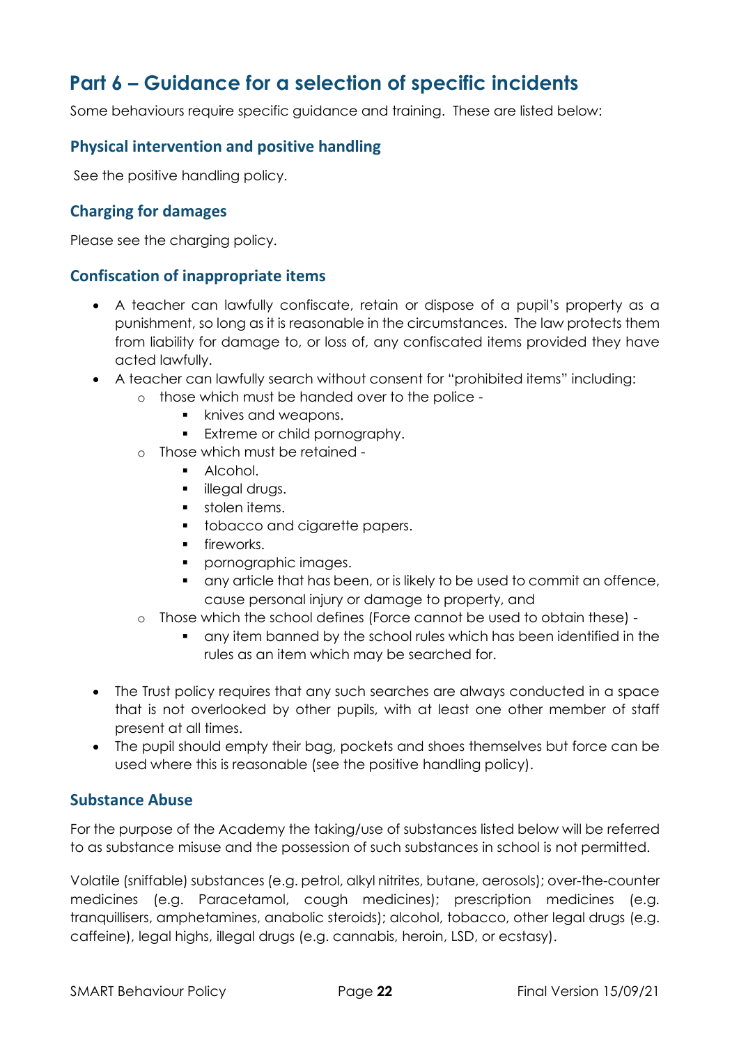## Part 6 – Guidance for a selection of specific incidents

Some behaviours require specific guidance and training. These are listed below:

### Physical intervention and positive handling

See the positive handling policy.

### Charging for damages

Please see the charging policy.

### Confiscation of inappropriate items

- A teacher can lawfully confiscate, retain or dispose of a pupil's property as a punishment, so long as it is reasonable in the circumstances. The law protects them from liability for damage to, or loss of, any confiscated items provided they have acted lawfully.
- A teacher can lawfully search without consent for "prohibited items" including:
  - those which must be handed over to the police -
    - knives and weapons.
    - Extreme or child pornography.
  - Those which must be retained -
    - Alcohol.
    - illegal drugs.
    - stolen items.
    - tobacco and cigarette papers.
    - fireworks.
    - pornographic images.
    - any article that has been, or is likely to be used to commit an offence, cause personal injury or damage to property, and
  - Those which the school defines (Force cannot be used to obtain these) -
    - any item banned by the school rules which has been identified in the rules as an item which may be searched for.

- The Trust policy requires that any such searches are always conducted in a space that is not overlooked by other pupils, with at least one other member of staff present at all times.
- The pupil should empty their bag, pockets and shoes themselves but force can be used where this is reasonable (see the positive handling policy).

### Substance Abuse

For the purpose of the Academy the taking/use of substances listed below will be referred to as substance misuse and the possession of such substances in school is not permitted.

Volatile (sniffable) substances (e.g. petrol, alkyl nitrites, butane, aerosols); over-the-counter medicines (e.g. Paracetamol, cough medicines); prescription medicines (e.g. tranquillisers, amphetamines, anabolic steroids); alcohol, tobacco, other legal drugs (e.g. caffeine), legal highs, illegal drugs (e.g. cannabis, heroin, LSD, or ecstasy).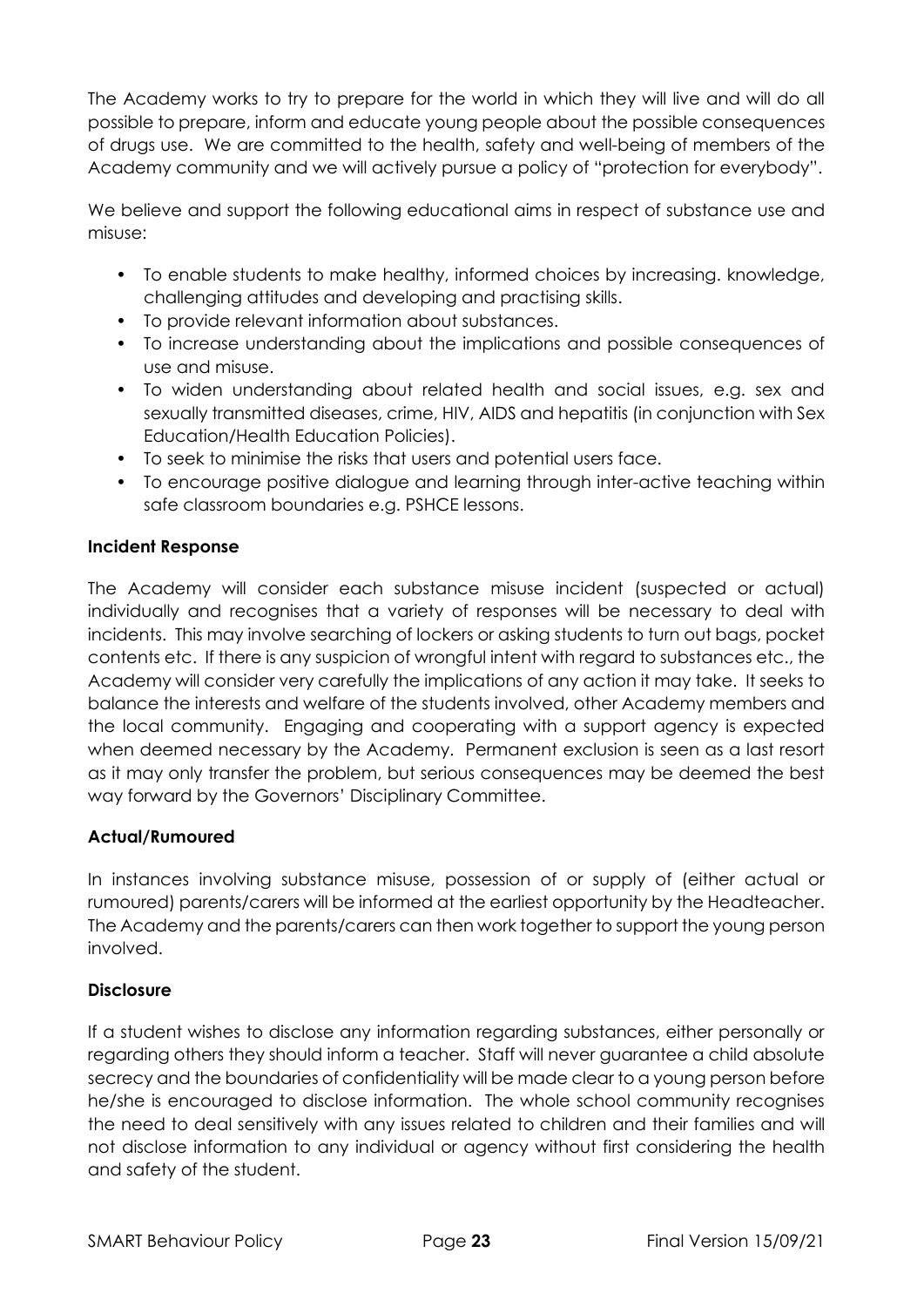The Academy works to try to prepare for the world in which they will live and will do all possible to prepare, inform and educate young people about the possible consequences of drugs use. We are committed to the health, safety and well-being of members of the Academy community and we will actively pursue a policy of "protection for everybody".

We believe and support the following educational aims in respect of substance use and misuse:

- To enable students to make healthy, informed choices by increasing. knowledge, challenging attitudes and developing and practising skills.
- To provide relevant information about substances.
- To increase understanding about the implications and possible consequences of use and misuse.
- To widen understanding about related health and social issues, e.g. sex and sexually transmitted diseases, crime, HIV, AIDS and hepatitis (in conjunction with Sex Education/Health Education Policies).
- To seek to minimise the risks that users and potential users face.
- To encourage positive dialogue and learning through inter-active teaching within safe classroom boundaries e.g. PSHCE lessons.

**Incident Response**

The Academy will consider each substance misuse incident (suspected or actual) individually and recognises that a variety of responses will be necessary to deal with incidents. This may involve searching of lockers or asking students to turn out bags, pocket contents etc. If there is any suspicion of wrongful intent with regard to substances etc., the Academy will consider very carefully the implications of any action it may take. It seeks to balance the interests and welfare of the students involved, other Academy members and the local community. Engaging and cooperating with a support agency is expected when deemed necessary by the Academy. Permanent exclusion is seen as a last resort as it may only transfer the problem, but serious consequences may be deemed the best way forward by the Governors' Disciplinary Committee.

**Actual/Rumoured**

In instances involving substance misuse, possession of or supply of (either actual or rumoured) parents/carers will be informed at the earliest opportunity by the Headteacher. The Academy and the parents/carers can then work together to support the young person involved.

**Disclosure**

If a student wishes to disclose any information regarding substances, either personally or regarding others they should inform a teacher. Staff will never guarantee a child absolute secrecy and the boundaries of confidentiality will be made clear to a young person before he/she is encouraged to disclose information. The whole school community recognises the need to deal sensitively with any issues related to children and their families and will not disclose information to any individual or agency without first considering the health and safety of the student.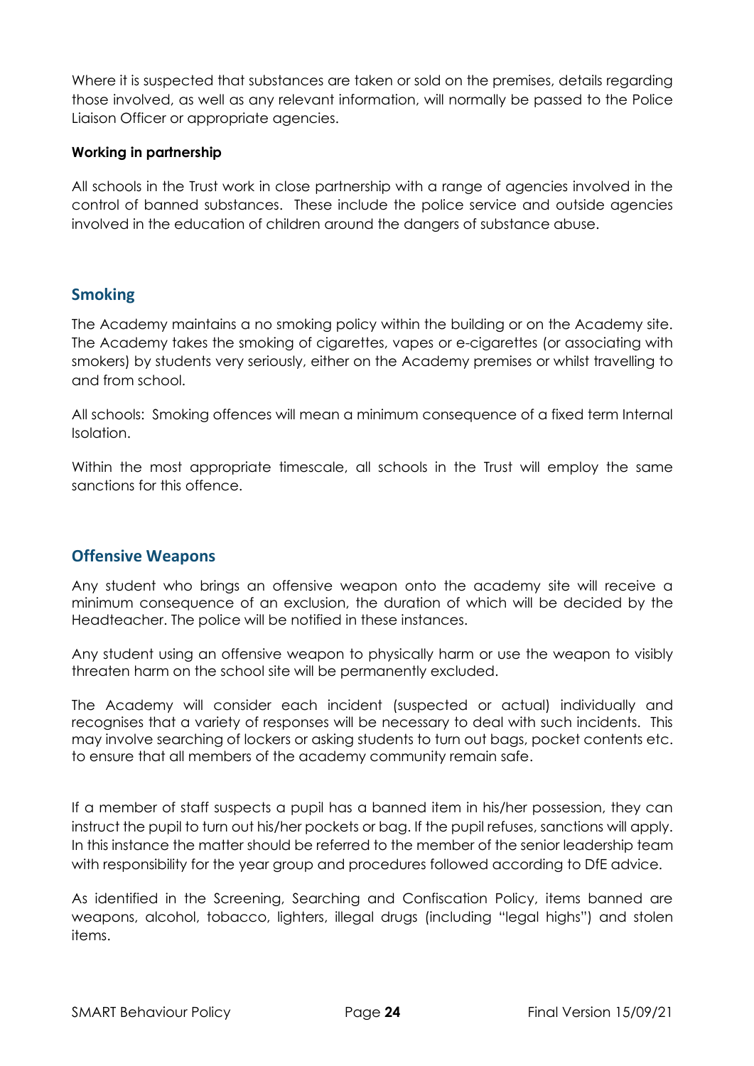Where it is suspected that substances are taken or sold on the premises, details regarding those involved, as well as any relevant information, will normally be passed to the Police Liaison Officer or appropriate agencies.

**Working in partnership**

All schools in the Trust work in close partnership with a range of agencies involved in the control of banned substances. These include the police service and outside agencies involved in the education of children around the dangers of substance abuse.

## Smoking

The Academy maintains a no smoking policy within the building or on the Academy site. The Academy takes the smoking of cigarettes, vapes or e-cigarettes (or associating with smokers) by students very seriously, either on the Academy premises or whilst travelling to and from school.

All schools: Smoking offences will mean a minimum consequence of a fixed term Internal Isolation.

Within the most appropriate timescale, all schools in the Trust will employ the same sanctions for this offence.

## Offensive Weapons

Any student who brings an offensive weapon onto the academy site will receive a minimum consequence of an exclusion, the duration of which will be decided by the Headteacher. The police will be notified in these instances.

Any student using an offensive weapon to physically harm or use the weapon to visibly threaten harm on the school site will be permanently excluded.

The Academy will consider each incident (suspected or actual) individually and recognises that a variety of responses will be necessary to deal with such incidents. This may involve searching of lockers or asking students to turn out bags, pocket contents etc. to ensure that all members of the academy community remain safe.

If a member of staff suspects a pupil has a banned item in his/her possession, they can instruct the pupil to turn out his/her pockets or bag. If the pupil refuses, sanctions will apply. In this instance the matter should be referred to the member of the senior leadership team with responsibility for the year group and procedures followed according to DfE advice.

As identified in the Screening, Searching and Confiscation Policy, items banned are weapons, alcohol, tobacco, lighters, illegal drugs (including "legal highs") and stolen items.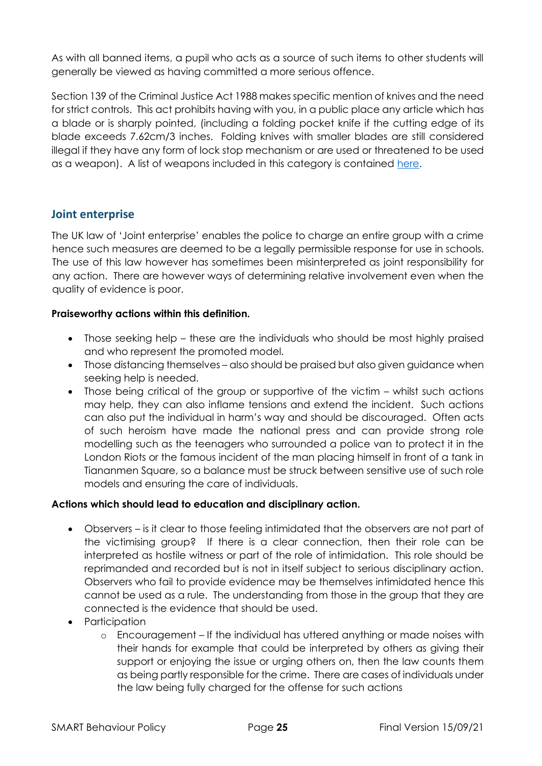As with all banned items, a pupil who acts as a source of such items to other students will generally be viewed as having committed a more serious offence.

Section 139 of the Criminal Justice Act 1988 makes specific mention of knives and the need for strict controls. This act prohibits having with you, in a public place any article which has a blade or is sharply pointed, (including a folding pocket knife if the cutting edge of its blade exceeds 7.62cm/3 inches. Folding knives with smaller blades are still considered illegal if they have any form of lock stop mechanism or are used or threatened to be used as a weapon). A list of weapons included in this category is contained here.

## Joint enterprise

The UK law of 'Joint enterprise' enables the police to charge an entire group with a crime hence such measures are deemed to be a legally permissible response for use in schools. The use of this law however has sometimes been misinterpreted as joint responsibility for any action. There are however ways of determining relative involvement even when the quality of evidence is poor.

**Praiseworthy actions within this definition.**

- Those seeking help – these are the individuals who should be most highly praised and who represent the promoted model.
- Those distancing themselves – also should be praised but also given guidance when seeking help is needed.
- Those being critical of the group or supportive of the victim – whilst such actions may help, they can also inflame tensions and extend the incident. Such actions can also put the individual in harm's way and should be discouraged. Often acts of such heroism have made the national press and can provide strong role modelling such as the teenagers who surrounded a police van to protect it in the London Riots or the famous incident of the man placing himself in front of a tank in Tiananmen Square, so a balance must be struck between sensitive use of such role models and ensuring the care of individuals.

**Actions which should lead to education and disciplinary action.**

- Observers – is it clear to those feeling intimidated that the observers are not part of the victimising group? If there is a clear connection, then their role can be interpreted as hostile witness or part of the role of intimidation. This role should be reprimanded and recorded but is not in itself subject to serious disciplinary action. Observers who fail to provide evidence may be themselves intimidated hence this cannot be used as a rule. The understanding from those in the group that they are connected is the evidence that should be used.
- Participation
    - Encouragement – If the individual has uttered anything or made noises with their hands for example that could be interpreted by others as giving their support or enjoying the issue or urging others on, then the law counts them as being partly responsible for the crime. There are cases of individuals under the law being fully charged for the offense for such actions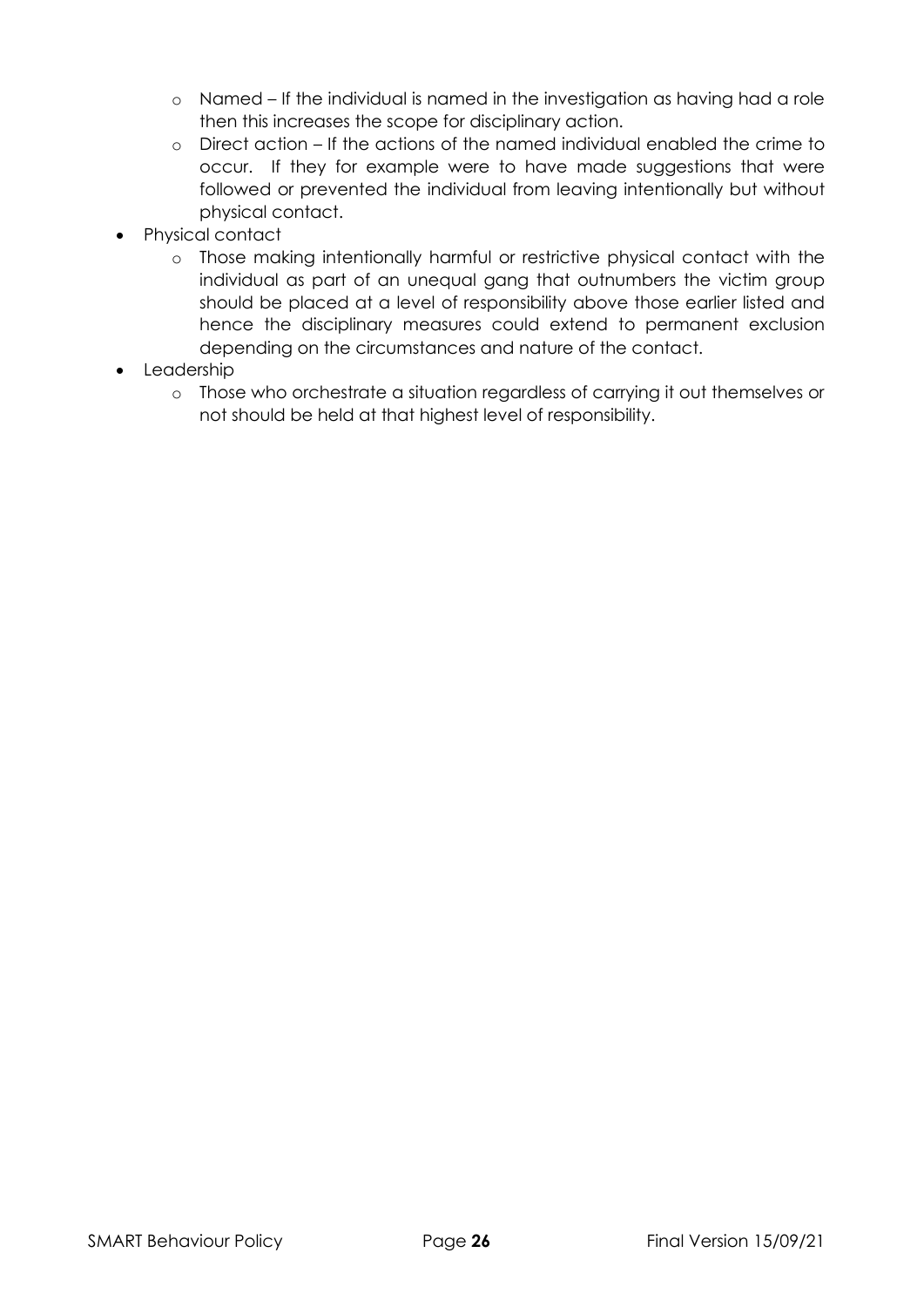- Named – If the individual is named in the investigation as having had a role then this increases the scope for disciplinary action.
  - Direct action – If the actions of the named individual enabled the crime to occur. If they for example were to have made suggestions that were followed or prevented the individual from leaving intentionally but without physical contact.
- Physical contact
  - Those making intentionally harmful or restrictive physical contact with the individual as part of an unequal gang that outnumbers the victim group should be placed at a level of responsibility above those earlier listed and hence the disciplinary measures could extend to permanent exclusion depending on the circumstances and nature of the contact.
- Leadership
  - Those who orchestrate a situation regardless of carrying it out themselves or not should be held at that highest level of responsibility.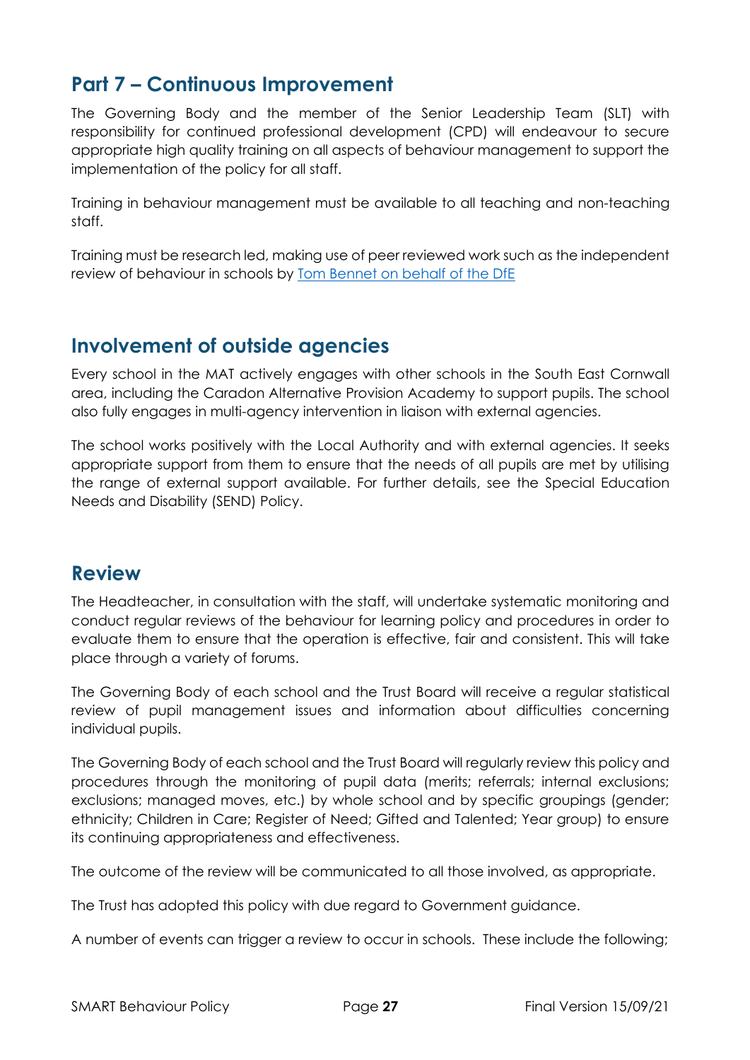## Part 7 – Continuous Improvement

The Governing Body and the member of the Senior Leadership Team (SLT) with responsibility for continued professional development (CPD) will endeavour to secure appropriate high quality training on all aspects of behaviour management to support the implementation of the policy for all staff.

Training in behaviour management must be available to all teaching and non-teaching staff.

Training must be research led, making use of peer reviewed work such as the independent review of behaviour in schools by [Tom Bennet on behalf of the DfE]

## Involvement of outside agencies

Every school in the MAT actively engages with other schools in the South East Cornwall area, including the Caradon Alternative Provision Academy to support pupils. The school also fully engages in multi-agency intervention in liaison with external agencies.

The school works positively with the Local Authority and with external agencies. It seeks appropriate support from them to ensure that the needs of all pupils are met by utilising the range of external support available. For further details, see the Special Education Needs and Disability (SEND) Policy.

## Review

The Headteacher, in consultation with the staff, will undertake systematic monitoring and conduct regular reviews of the behaviour for learning policy and procedures in order to evaluate them to ensure that the operation is effective, fair and consistent. This will take place through a variety of forums.

The Governing Body of each school and the Trust Board will receive a regular statistical review of pupil management issues and information about difficulties concerning individual pupils.

The Governing Body of each school and the Trust Board will regularly review this policy and procedures through the monitoring of pupil data (merits; referrals; internal exclusions; exclusions; managed moves, etc.) by whole school and by specific groupings (gender; ethnicity; Children in Care; Register of Need; Gifted and Talented; Year group) to ensure its continuing appropriateness and effectiveness.

The outcome of the review will be communicated to all those involved, as appropriate.

The Trust has adopted this policy with due regard to Government guidance.

A number of events can trigger a review to occur in schools. These include the following;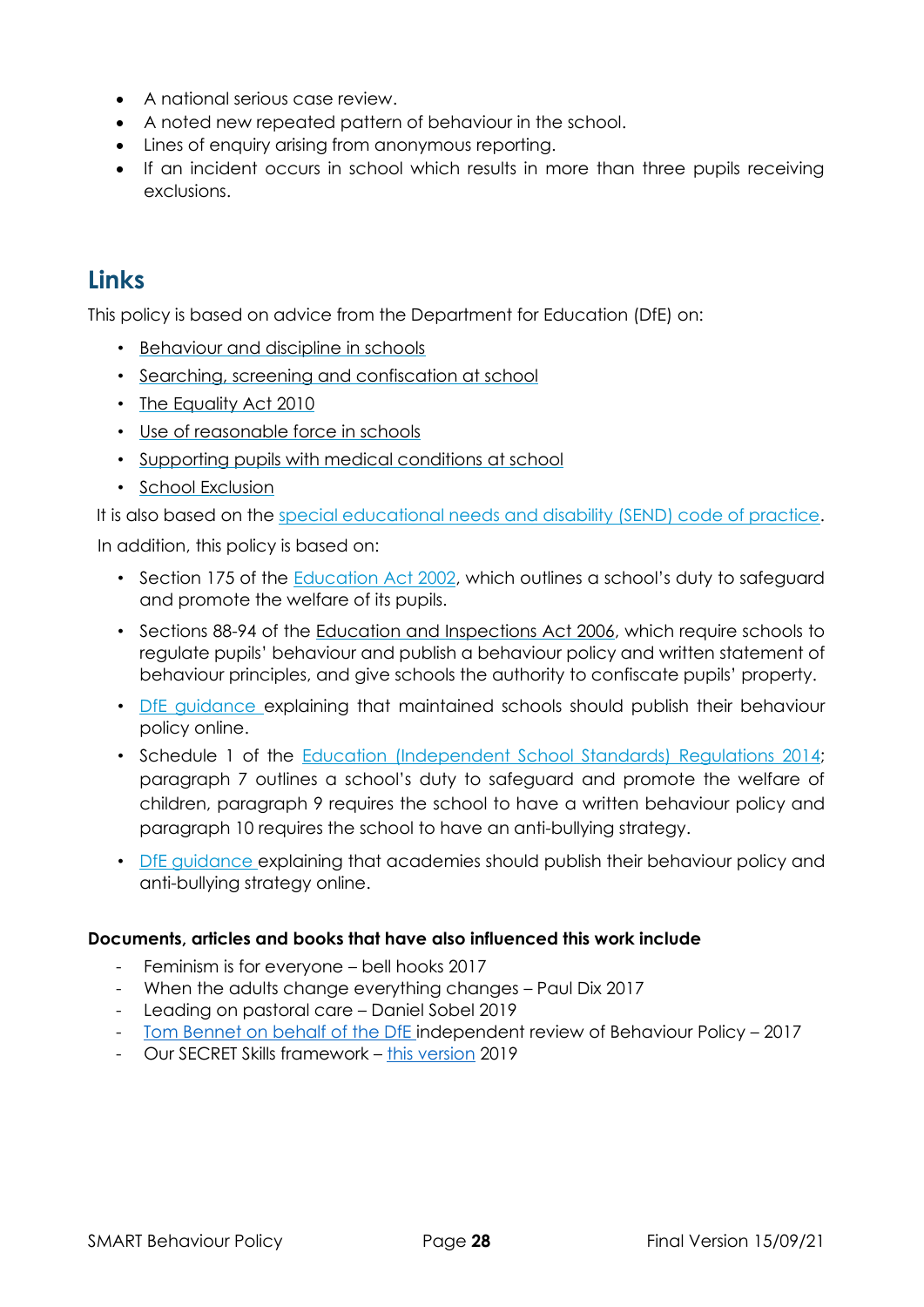- A national serious case review.
- A noted new repeated pattern of behaviour in the school.
- Lines of enquiry arising from anonymous reporting.
- If an incident occurs in school which results in more than three pupils receiving exclusions.

## Links

This policy is based on advice from the Department for Education (DfE) on:

- Behaviour and discipline in schools
- Searching, screening and confiscation at school
- The Equality Act 2010
- Use of reasonable force in schools
- Supporting pupils with medical conditions at school
- School Exclusion

It is also based on the special educational needs and disability (SEND) code of practice.

In addition, this policy is based on:

- Section 175 of the Education Act 2002, which outlines a school's duty to safeguard and promote the welfare of its pupils.
- Sections 88-94 of the Education and Inspections Act 2006, which require schools to regulate pupils' behaviour and publish a behaviour policy and written statement of behaviour principles, and give schools the authority to confiscate pupils' property.
- DfE guidance explaining that maintained schools should publish their behaviour policy online.
- Schedule 1 of the Education (Independent School Standards) Regulations 2014; paragraph 7 outlines a school's duty to safeguard and promote the welfare of children, paragraph 9 requires the school to have a written behaviour policy and paragraph 10 requires the school to have an anti-bullying strategy.
- DfE guidance explaining that academies should publish their behaviour policy and anti-bullying strategy online.

**Documents, articles and books that have also influenced this work include**

- Feminism is for everyone – bell hooks 2017
- When the adults change everything changes – Paul Dix 2017
- Leading on pastoral care – Daniel Sobel 2019
- Tom Bennet on behalf of the DfE independent review of Behaviour Policy – 2017
- Our SECRET Skills framework – this version 2019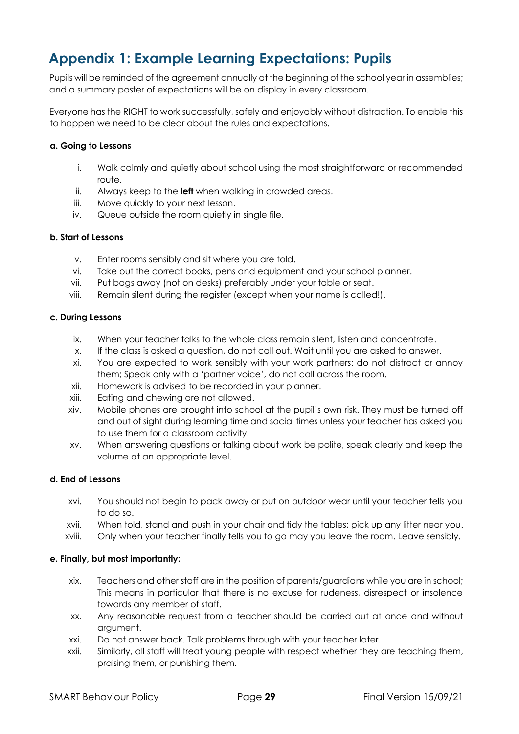## Appendix 1: Example Learning Expectations: Pupils

Pupils will be reminded of the agreement annually at the beginning of the school year in assemblies; and a summary poster of expectations will be on display in every classroom.

Everyone has the RIGHT to work successfully, safely and enjoyably without distraction. To enable this to happen we need to be clear about the rules and expectations.

**a. Going to Lessons**

i. Walk calmly and quietly about school using the most straightforward or recommended route.
ii. Always keep to the **left** when walking in crowded areas.
iii. Move quickly to your next lesson.
iv. Queue outside the room quietly in single file.

**b. Start of Lessons**

v. Enter rooms sensibly and sit where you are told.
vi. Take out the correct books, pens and equipment and your school planner.
vii. Put bags away (not on desks) preferably under your table or seat.
viii. Remain silent during the register (except when your name is called!).

**c. During Lessons**

ix. When your teacher talks to the whole class remain silent, listen and concentrate.
x. If the class is asked a question, do not call out. Wait until you are asked to answer.
xi. You are expected to work sensibly with your work partners: do not distract or annoy them; Speak only with a 'partner voice', do not call across the room.
xii. Homework is advised to be recorded in your planner.
xiii. Eating and chewing are not allowed.
xiv. Mobile phones are brought into school at the pupil's own risk. They must be turned off and out of sight during learning time and social times unless your teacher has asked you to use them for a classroom activity.
xv. When answering questions or talking about work be polite, speak clearly and keep the volume at an appropriate level.

**d. End of Lessons**

xvi. You should not begin to pack away or put on outdoor wear until your teacher tells you to do so.
xvii. When told, stand and push in your chair and tidy the tables; pick up any litter near you.
xviii. Only when your teacher finally tells you to go may you leave the room. Leave sensibly.

**e. Finally, but most importantly:**

xix. Teachers and other staff are in the position of parents/guardians while you are in school; This means in particular that there is no excuse for rudeness, disrespect or insolence towards any member of staff.
xx. Any reasonable request from a teacher should be carried out at once and without argument.
xxi. Do not answer back. Talk problems through with your teacher later.
xxii. Similarly, all staff will treat young people with respect whether they are teaching them, praising them, or punishing them.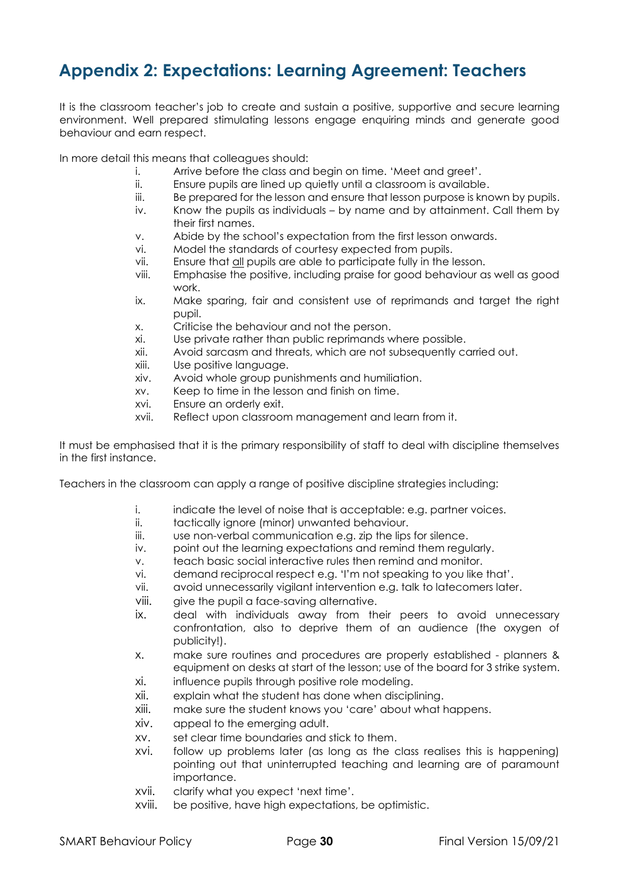## Appendix 2: Expectations: Learning Agreement: Teachers

It is the classroom teacher's job to create and sustain a positive, supportive and secure learning environment. Well prepared stimulating lessons engage enquiring minds and generate good behaviour and earn respect.

In more detail this means that colleagues should:

i. Arrive before the class and begin on time. 'Meet and greet'.
ii. Ensure pupils are lined up quietly until a classroom is available.
iii. Be prepared for the lesson and ensure that lesson purpose is known by pupils.
iv. Know the pupils as individuals – by name and by attainment. Call them by their first names.
v. Abide by the school's expectation from the first lesson onwards.
vi. Model the standards of courtesy expected from pupils.
vii. Ensure that <u>all</u> pupils are able to participate fully in the lesson.
viii. Emphasise the positive, including praise for good behaviour as well as good work.
ix. Make sparing, fair and consistent use of reprimands and target the right pupil.
x. Criticise the behaviour and not the person.
xi. Use private rather than public reprimands where possible.
xii. Avoid sarcasm and threats, which are not subsequently carried out.
xiii. Use positive language.
xiv. Avoid whole group punishments and humiliation.
xv. Keep to time in the lesson and finish on time.
xvi. Ensure an orderly exit.
xvii. Reflect upon classroom management and learn from it.

It must be emphasised that it is the primary responsibility of staff to deal with discipline themselves in the first instance.

Teachers in the classroom can apply a range of positive discipline strategies including:

i. indicate the level of noise that is acceptable: e.g. partner voices.
ii. tactically ignore (minor) unwanted behaviour.
iii. use non-verbal communication e.g. zip the lips for silence.
iv. point out the learning expectations and remind them regularly.
v. teach basic social interactive rules then remind and monitor.
vi. demand reciprocal respect e.g. 'I'm not speaking to you like that'.
vii. avoid unnecessarily vigilant intervention e.g. talk to latecomers later.
viii. give the pupil a face-saving alternative.
ix. deal with individuals away from their peers to avoid unnecessary confrontation, also to deprive them of an audience (the oxygen of publicity!).
x. make sure routines and procedures are properly established - planners & equipment on desks at start of the lesson; use of the board for 3 strike system.
xi. influence pupils through positive role modeling.
xii. explain what the student has done when disciplining.
xiii. make sure the student knows you 'care' about what happens.
xiv. appeal to the emerging adult.
xv. set clear time boundaries and stick to them.
xvi. follow up problems later (as long as the class realises this is happening) pointing out that uninterrupted teaching and learning are of paramount importance.
xvii. clarify what you expect 'next time'.
xviii. be positive, have high expectations, be optimistic.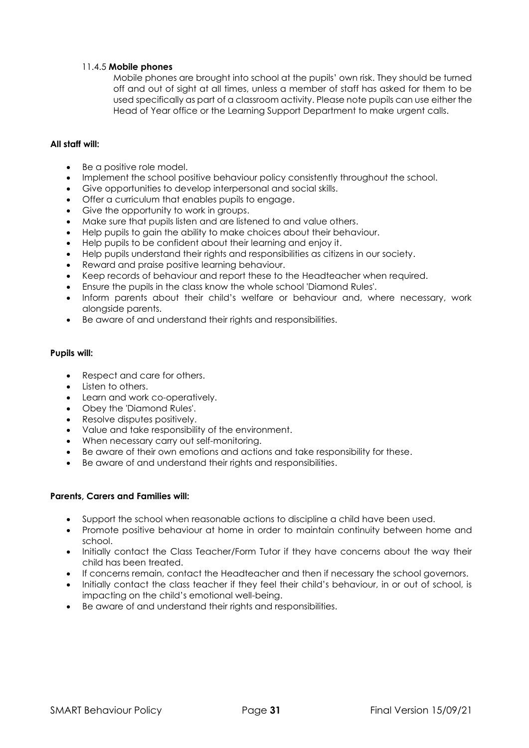#### 11.4.5 **Mobile phones**

Mobile phones are brought into school at the pupils' own risk. They should be turned off and out of sight at all times, unless a member of staff has asked for them to be used specifically as part of a classroom activity. Please note pupils can use either the Head of Year office or the Learning Support Department to make urgent calls.

**All staff will:**

- Be a positive role model.
- Implement the school positive behaviour policy consistently throughout the school.
- Give opportunities to develop interpersonal and social skills.
- Offer a curriculum that enables pupils to engage.
- Give the opportunity to work in groups.
- Make sure that pupils listen and are listened to and value others.
- Help pupils to gain the ability to make choices about their behaviour.
- Help pupils to be confident about their learning and enjoy it.
- Help pupils understand their rights and responsibilities as citizens in our society.
- Reward and praise positive learning behaviour.
- Keep records of behaviour and report these to the Headteacher when required.
- Ensure the pupils in the class know the whole school 'Diamond Rules'.
- Inform parents about their child's welfare or behaviour and, where necessary, work alongside parents.
- Be aware of and understand their rights and responsibilities.

**Pupils will:**

- Respect and care for others.
- Listen to others.
- Learn and work co-operatively.
- Obey the 'Diamond Rules'.
- Resolve disputes positively.
- Value and take responsibility of the environment.
- When necessary carry out self-monitoring.
- Be aware of their own emotions and actions and take responsibility for these.
- Be aware of and understand their rights and responsibilities.

**Parents, Carers and Families will:**

- Support the school when reasonable actions to discipline a child have been used.
- Promote positive behaviour at home in order to maintain continuity between home and school.
- Initially contact the Class Teacher/Form Tutor if they have concerns about the way their child has been treated.
- If concerns remain, contact the Headteacher and then if necessary the school governors.
- Initially contact the class teacher if they feel their child's behaviour, in or out of school, is impacting on the child's emotional well-being.
- Be aware of and understand their rights and responsibilities.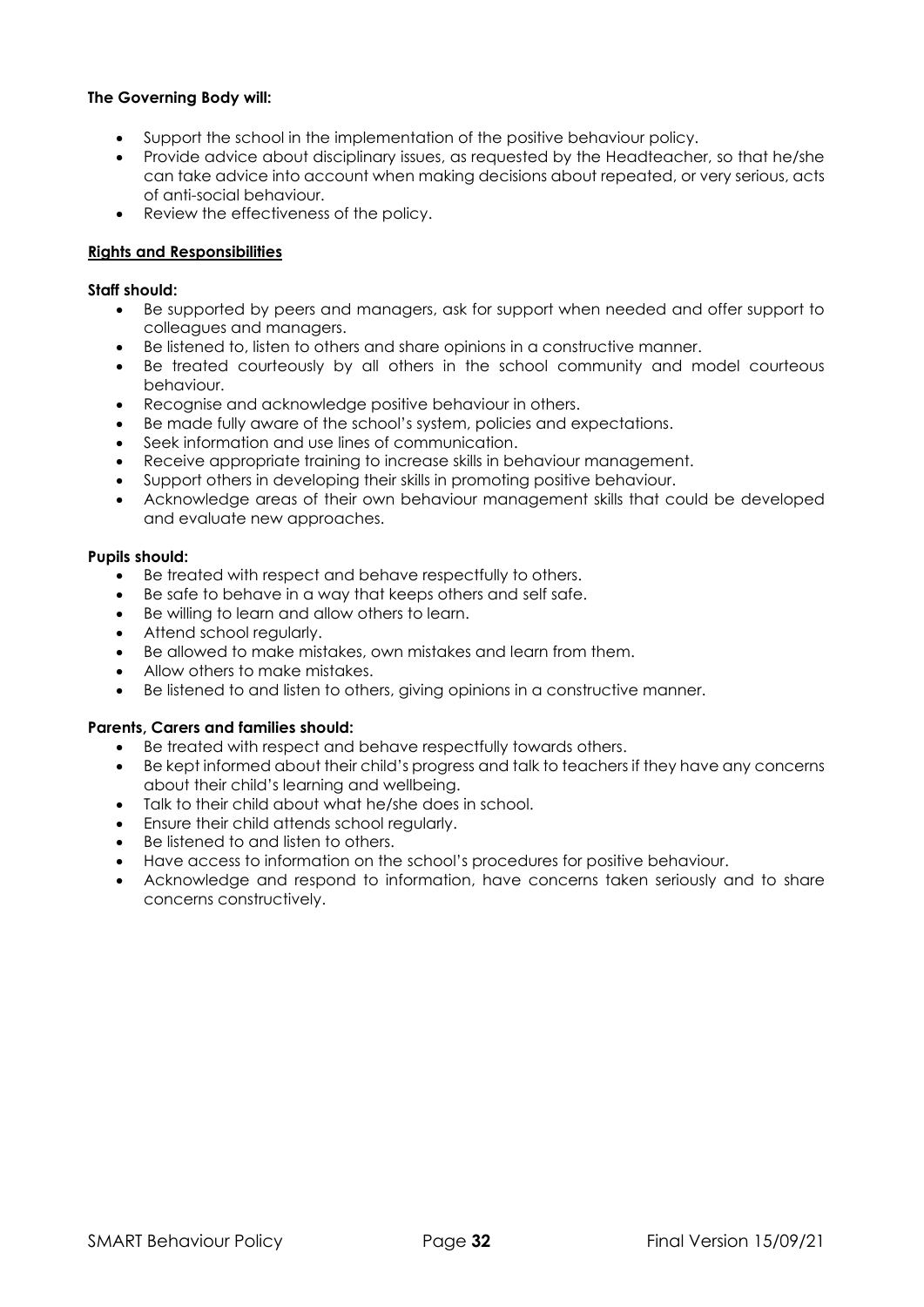**The Governing Body will:**

- Support the school in the implementation of the positive behaviour policy.
- Provide advice about disciplinary issues, as requested by the Headteacher, so that he/she can take advice into account when making decisions about repeated, or very serious, acts of anti-social behaviour.
- Review the effectiveness of the policy.

**Rights and Responsibilities**

**Staff should:**

- Be supported by peers and managers, ask for support when needed and offer support to colleagues and managers.
- Be listened to, listen to others and share opinions in a constructive manner.
- Be treated courteously by all others in the school community and model courteous behaviour.
- Recognise and acknowledge positive behaviour in others.
- Be made fully aware of the school's system, policies and expectations.
- Seek information and use lines of communication.
- Receive appropriate training to increase skills in behaviour management.
- Support others in developing their skills in promoting positive behaviour.
- Acknowledge areas of their own behaviour management skills that could be developed and evaluate new approaches.

**Pupils should:**

- Be treated with respect and behave respectfully to others.
- Be safe to behave in a way that keeps others and self safe.
- Be willing to learn and allow others to learn.
- Attend school regularly.
- Be allowed to make mistakes, own mistakes and learn from them.
- Allow others to make mistakes.
- Be listened to and listen to others, giving opinions in a constructive manner.

**Parents, Carers and families should:**

- Be treated with respect and behave respectfully towards others.
- Be kept informed about their child's progress and talk to teachers if they have any concerns about their child's learning and wellbeing.
- Talk to their child about what he/she does in school.
- Ensure their child attends school regularly.
- Be listened to and listen to others.
- Have access to information on the school's procedures for positive behaviour.
- Acknowledge and respond to information, have concerns taken seriously and to share concerns constructively.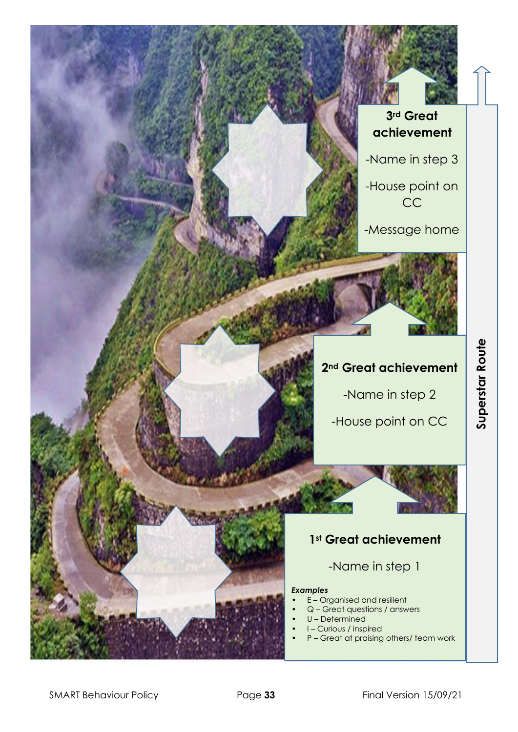**Superstar Route**

### 3[rd] Great achievement

-Name in step 3

-House point on CC

-Message home

### 2[nd] Great achievement

-Name in step 2

-House point on CC

### 1[st] Great achievement

-Name in step 1

***Examples***

- E – Organised and resilient
- Q – Great questions / answers
- U – Determined
- I – Curious / inspired
- P – Great at praising others/ team work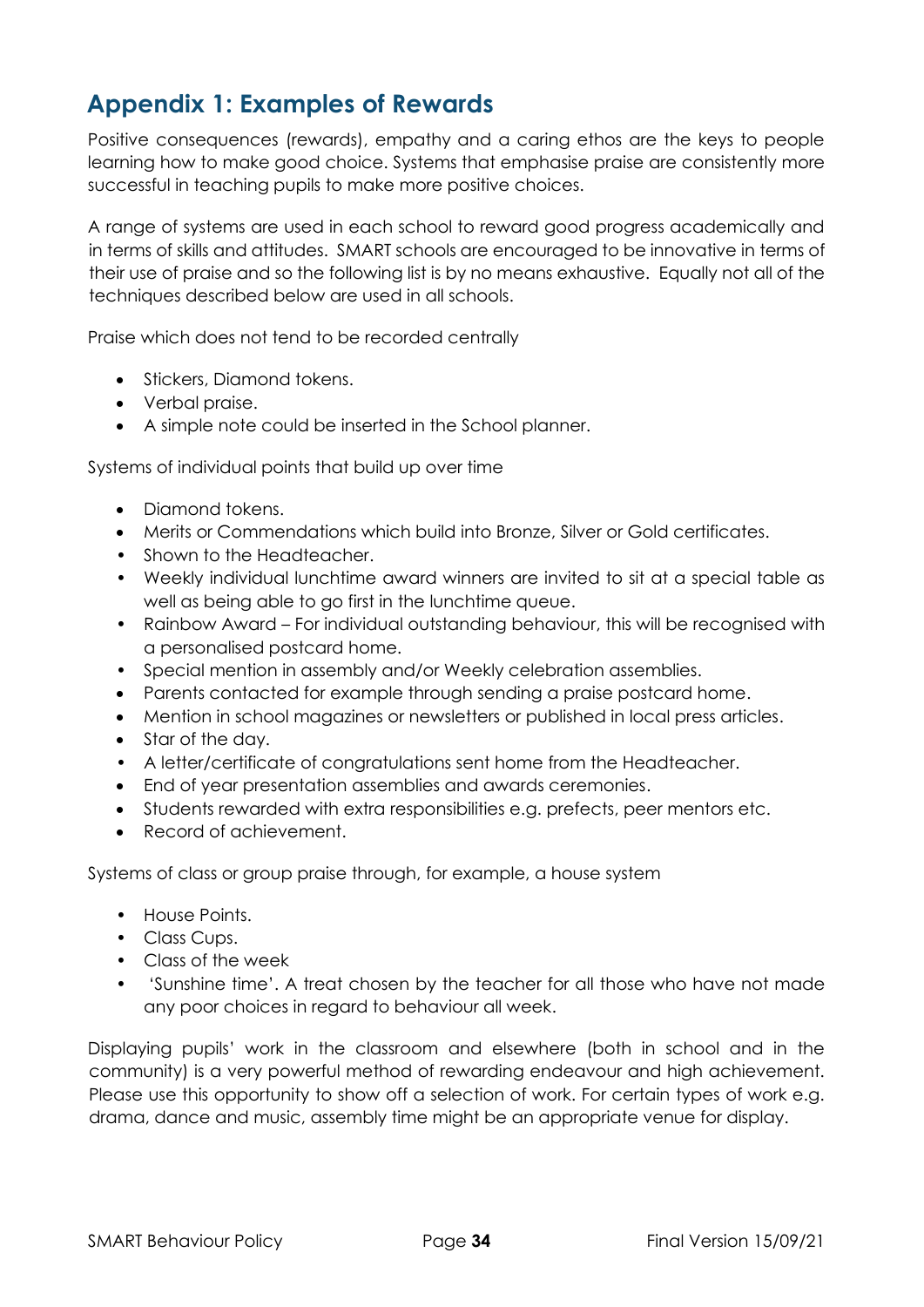## Appendix 1: Examples of Rewards

Positive consequences (rewards), empathy and a caring ethos are the keys to people learning how to make good choice. Systems that emphasise praise are consistently more successful in teaching pupils to make more positive choices.

A range of systems are used in each school to reward good progress academically and in terms of skills and attitudes. SMART schools are encouraged to be innovative in terms of their use of praise and so the following list is by no means exhaustive. Equally not all of the techniques described below are used in all schools.

Praise which does not tend to be recorded centrally

- Stickers, Diamond tokens.
- Verbal praise.
- A simple note could be inserted in the School planner.

Systems of individual points that build up over time

- Diamond tokens.
- Merits or Commendations which build into Bronze, Silver or Gold certificates.
- Shown to the Headteacher.
- Weekly individual lunchtime award winners are invited to sit at a special table as well as being able to go first in the lunchtime queue.
- Rainbow Award – For individual outstanding behaviour, this will be recognised with a personalised postcard home.
- Special mention in assembly and/or Weekly celebration assemblies.
- Parents contacted for example through sending a praise postcard home.
- Mention in school magazines or newsletters or published in local press articles.
- Star of the day.
- A letter/certificate of congratulations sent home from the Headteacher.
- End of year presentation assemblies and awards ceremonies.
- Students rewarded with extra responsibilities e.g. prefects, peer mentors etc.
- Record of achievement.

Systems of class or group praise through, for example, a house system

- House Points.
- Class Cups.
- Class of the week
- 'Sunshine time'. A treat chosen by the teacher for all those who have not made any poor choices in regard to behaviour all week.

Displaying pupils' work in the classroom and elsewhere (both in school and in the community) is a very powerful method of rewarding endeavour and high achievement. Please use this opportunity to show off a selection of work. For certain types of work e.g. drama, dance and music, assembly time might be an appropriate venue for display.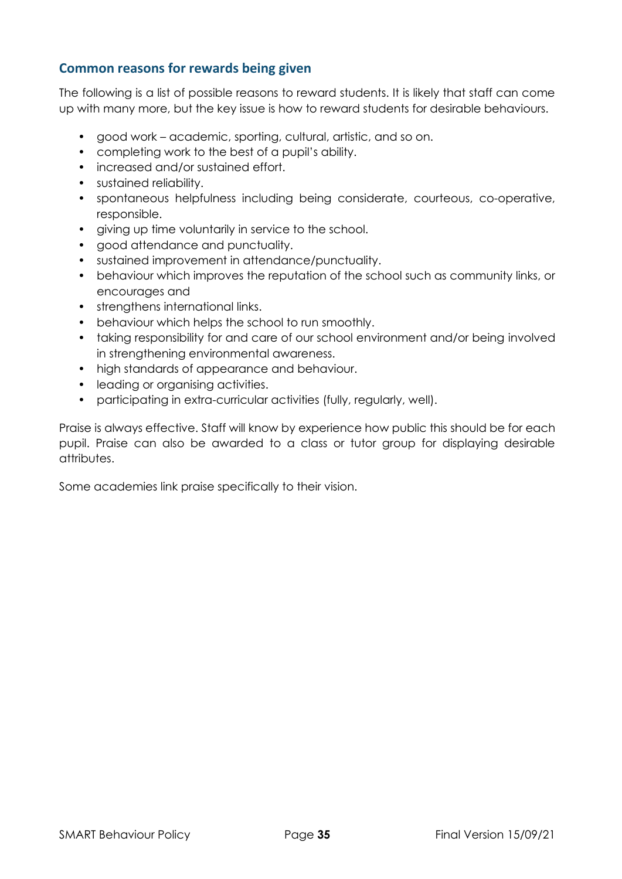## Common reasons for rewards being given

The following is a list of possible reasons to reward students. It is likely that staff can come up with many more, but the key issue is how to reward students for desirable behaviours.

- good work – academic, sporting, cultural, artistic, and so on.
- completing work to the best of a pupil's ability.
- increased and/or sustained effort.
- sustained reliability.
- spontaneous helpfulness including being considerate, courteous, co-operative, responsible.
- giving up time voluntarily in service to the school.
- good attendance and punctuality.
- sustained improvement in attendance/punctuality.
- behaviour which improves the reputation of the school such as community links, or encourages and
- strengthens international links.
- behaviour which helps the school to run smoothly.
- taking responsibility for and care of our school environment and/or being involved in strengthening environmental awareness.
- high standards of appearance and behaviour.
- leading or organising activities.
- participating in extra-curricular activities (fully, regularly, well).

Praise is always effective. Staff will know by experience how public this should be for each pupil. Praise can also be awarded to a class or tutor group for displaying desirable attributes.

Some academies link praise specifically to their vision.